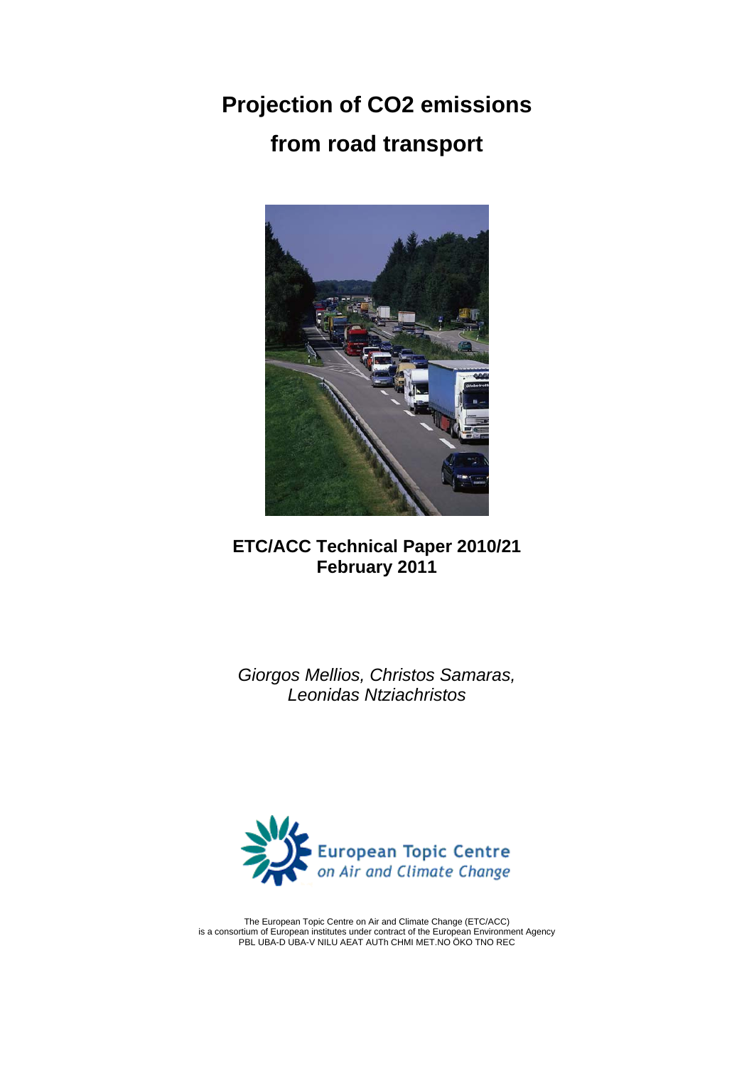# Projection of CO2 emissions from road transport

**ETC/ACC Technical Paper 2010/21**
**February 2011**

*Giorgos Mellios, Christos Samaras, Leonidas Ntziachristos*

European Topic Centre on Air and Climate Change

The European Topic Centre on Air and Climate Change (ETC/ACC) is a consortium of European institutes under contract of the European Environment Agency
PBL UBA-D UBA-V NILU AEAT AUTh CHMI MET.NO ÖKO TNO REC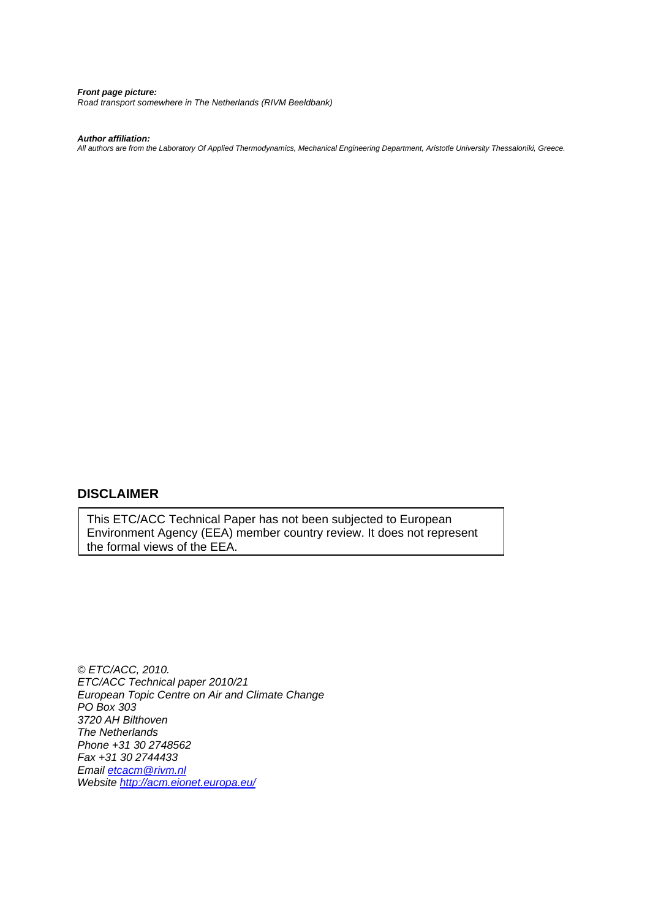***Front page picture:***
*Road transport somewhere in The Netherlands (RIVM Beeldbank)*

***Author affiliation:***
*All authors are from the Laboratory Of Applied Thermodynamics, Mechanical Engineering Department, Aristotle University Thessaloniki, Greece.*

## DISCLAIMER

This ETC/ACC Technical Paper has not been subjected to European Environment Agency (EEA) member country review. It does not represent the formal views of the EEA.

*© ETC/ACC, 2010.*
*ETC/ACC Technical paper 2010/21*
*European Topic Centre on Air and Climate Change*
*PO Box 303*
*3720 AH Bilthoven*
*The Netherlands*
*Phone +31 30 2748562*
*Fax +31 30 2744433*
*Email etcacm@rivm.nl*
*Website http://acm.eionet.europa.eu/*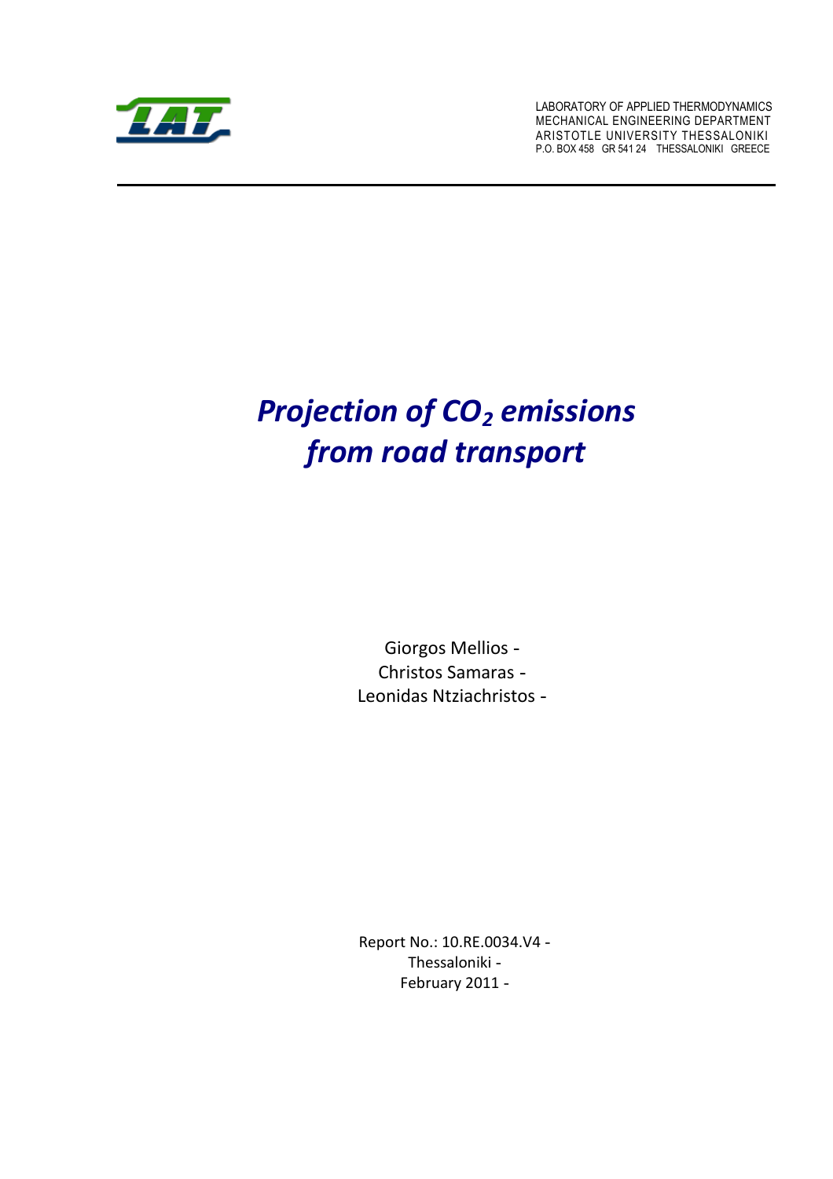LABORATORY OF APPLIED THERMODYNAMICS
MECHANICAL ENGINEERING DEPARTMENT
ARISTOTLE UNIVERSITY THESSALONIKI
P.O. BOX 458 GR 541 24 THESSALONIKI GREECE

# *Projection of $CO_2$ emissions from road transport*

Giorgos Mellios -
Christos Samaras -
Leonidas Ntziachristos -

Report No.: 10.RE.0034.V4 -
Thessaloniki -
February 2011 -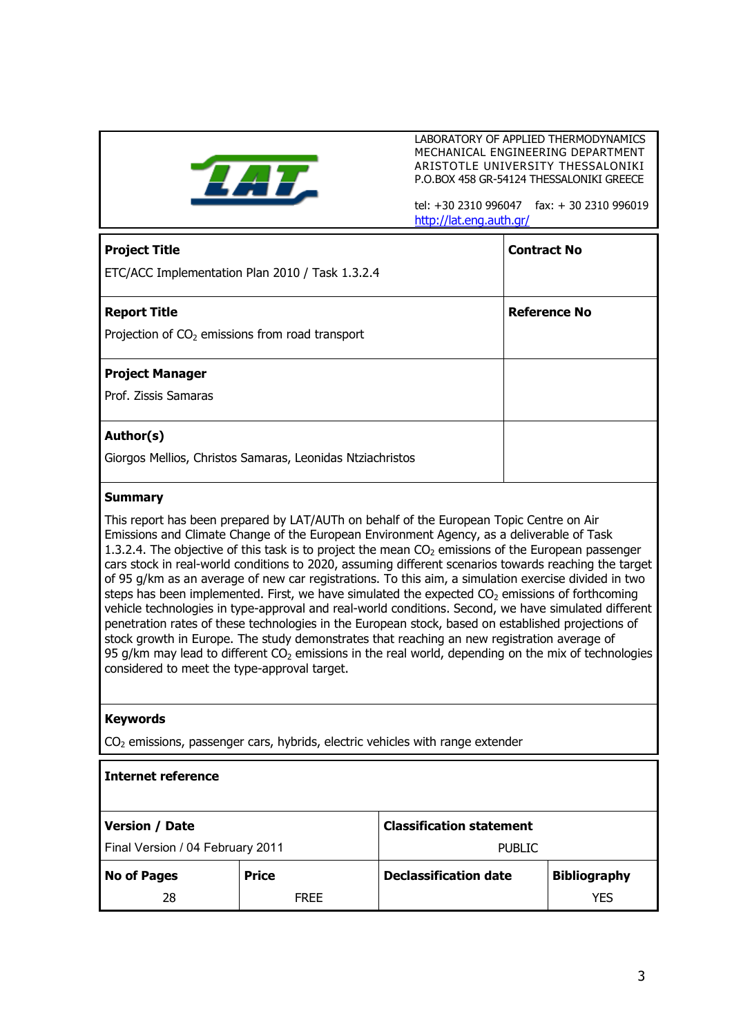| LAT | LABORATORY OF APPLIED THERMODYNAMICS<br>MECHANICAL ENGINEERING DEPARTMENT<br>ARISTOTLE UNIVERSITY THESSALONIKI<br>P.O.BOX 458 GR-54124 THESSALONIKI GREECE<br><br>tel: +30 2310 996047 fax: + 30 2310 996019<br>http://lat.eng.auth.gr/ |
|---|---|

| **Project Title**<br>ETC/ACC Implementation Plan 2010 / Task 1.3.2.4 | **Contract No** |
|---|---|
| **Report Title**<br>Projection of $CO_2$ emissions from road transport | **Reference No** |
| **Project Manager**<br>Prof. Zissis Samaras | |
| **Author(s)**<br>Giorgos Mellios, Christos Samaras, Leonidas Ntziachristos | |

**Summary**

This report has been prepared by LAT/AUTh on behalf of the European Topic Centre on Air Emissions and Climate Change of the European Environment Agency, as a deliverable of Task 1.3.2.4. The objective of this task is to project the mean $CO_2$ emissions of the European passenger cars stock in real-world conditions to 2020, assuming different scenarios towards reaching the target of 95 g/km as an average of new car registrations. To this aim, a simulation exercise divided in two steps has been implemented. First, we have simulated the expected $CO_2$ emissions of forthcoming vehicle technologies in type-approval and real-world conditions. Second, we have simulated different penetration rates of these technologies in the European stock, based on established projections of stock growth in Europe. The study demonstrates that reaching an new registration average of 95 g/km may lead to different $CO_2$ emissions in the real world, depending on the mix of technologies considered to meet the type-approval target.

**Keywords**

$CO_2$ emissions, passenger cars, hybrids, electric vehicles with range extender

**Internet reference**

| **Version / Date** | | **Classification statement** | |
|---|---|---|---|
| Final Version / 04 February 2011 | | PUBLIC | |
| **No of Pages** | **Price** | **Declassification date** | **Bibliography** |
| 28 | FREE | | YES |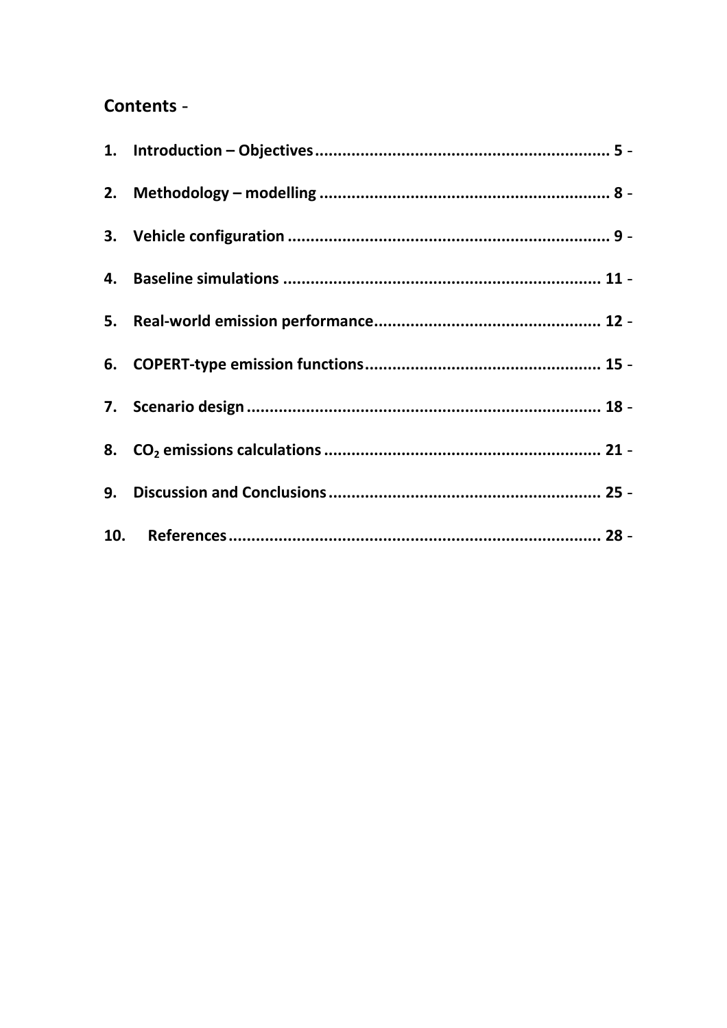## Contents -

1. **Introduction – Objectives** ........................................ 5 -
2. **Methodology – modelling** ........................................ 8 -
3. **Vehicle configuration** ........................................ 9 -
4. **Baseline simulations** ........................................ 11 -
5. **Real-world emission performance** ........................................ 12 -
6. **COPERT-type emission functions** ........................................ 15 -
7. **Scenario design** ........................................ 18 -
8. **$CO_2$ emissions calculations** ........................................ 21 -
9. **Discussion and Conclusions** ........................................ 25 -
10. **References** ........................................ 28 -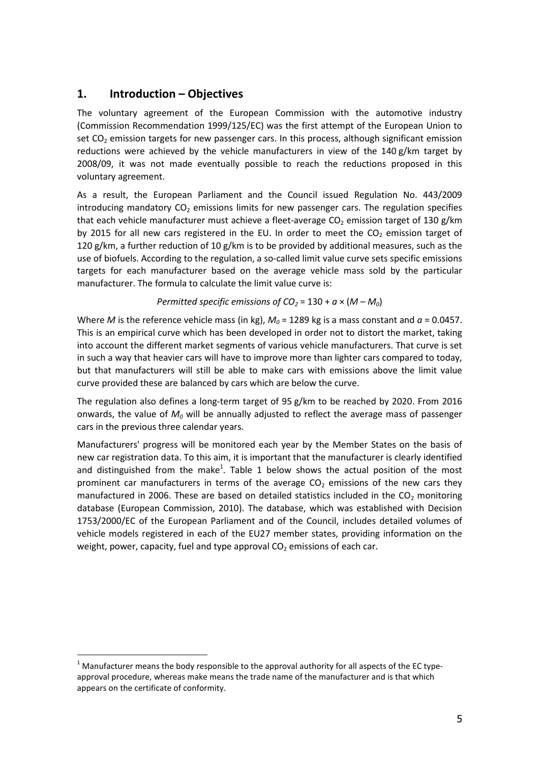## 1. Introduction – Objectives

The voluntary agreement of the European Commission with the automotive industry (Commission Recommendation 1999/125/EC) was the first attempt of the European Union to set $CO_2$ emission targets for new passenger cars. In this process, although significant emission reductions were achieved by the vehicle manufacturers in view of the 140 g/km target by 2008/09, it was not made eventually possible to reach the reductions proposed in this voluntary agreement.

As a result, the European Parliament and the Council issued Regulation No. 443/2009 introducing mandatory $CO_2$ emissions limits for new passenger cars. The regulation specifies that each vehicle manufacturer must achieve a fleet-average $CO_2$ emission target of 130 g/km by 2015 for all new cars registered in the EU. In order to meet the $CO_2$ emission target of 120 g/km, a further reduction of 10 g/km is to be provided by additional measures, such as the use of biofuels. According to the regulation, a so-called limit value curve sets specific emissions targets for each manufacturer based on the average vehicle mass sold by the particular manufacturer. The formula to calculate the limit value curve is:

$$\textit{Permitted specific emissions of } CO_2 = 130 + a \times (M - M_0)$$

Where $M$ is the reference vehicle mass (in kg), $M_0$ = 1289 kg is a mass constant and $a$ = 0.0457. This is an empirical curve which has been developed in order not to distort the market, taking into account the different market segments of various vehicle manufacturers. That curve is set in such a way that heavier cars will have to improve more than lighter cars compared to today, but that manufacturers will still be able to make cars with emissions above the limit value curve provided these are balanced by cars which are below the curve.

The regulation also defines a long-term target of 95 g/km to be reached by 2020. From 2016 onwards, the value of $M_0$ will be annually adjusted to reflect the average mass of passenger cars in the previous three calendar years.

Manufacturers' progress will be monitored each year by the Member States on the basis of new car registration data. To this aim, it is important that the manufacturer is clearly identified and distinguished from the make[1]. Table 1 below shows the actual position of the most prominent car manufacturers in terms of the average $CO_2$ emissions of the new cars they manufactured in 2006. These are based on detailed statistics included in the $CO_2$ monitoring database (European Commission, 2010). The database, which was established with Decision 1753/2000/EC of the European Parliament and of the Council, includes detailed volumes of vehicle models registered in each of the EU27 member states, providing information on the weight, power, capacity, fuel and type approval $CO_2$ emissions of each car.

[1] Manufacturer means the body responsible to the approval authority for all aspects of the EC type-approval procedure, whereas make means the trade name of the manufacturer and is that which appears on the certificate of conformity.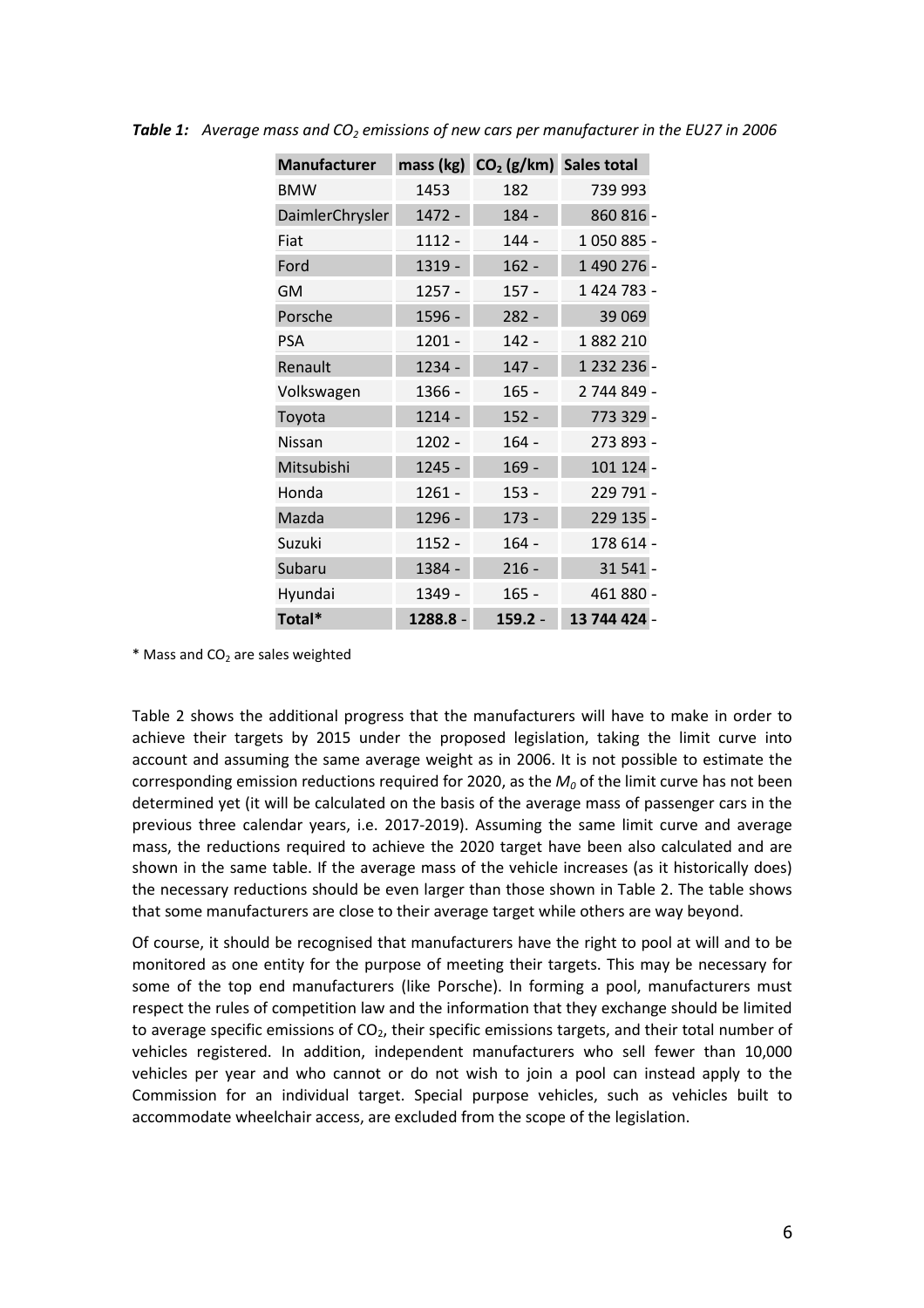***Table 1:*** *Average mass and $CO_2$ emissions of new cars per manufacturer in the EU27 in 2006*

| Manufacturer | mass (kg) | $CO_2$ (g/km) | Sales total |
|---|---|---|---|
| BMW | 1453 | 182 | 739 993 |
| DaimlerChrysler | 1472 | 184 | 860 816 |
| Fiat | 1112 | 144 | 1 050 885 |
| Ford | 1319 | 162 | 1 490 276 |
| GM | 1257 | 157 | 1 424 783 |
| Porsche | 1596 | 282 | 39 069 |
| PSA | 1201 | 142 | 1 882 210 |
| Renault | 1234 | 147 | 1 232 236 |
| Volkswagen | 1366 | 165 | 2 744 849 |
| Toyota | 1214 | 152 | 773 329 |
| Nissan | 1202 | 164 | 273 893 |
| Mitsubishi | 1245 | 169 | 101 124 |
| Honda | 1261 | 153 | 229 791 |
| Mazda | 1296 | 173 | 229 135 |
| Suzuki | 1152 | 164 | 178 614 |
| Subaru | 1384 | 216 | 31 541 |
| Hyundai | 1349 | 165 | 461 880 |
| **Total*** | **1288.8** | **159.2** | **13 744 424** |

\* Mass and $CO_2$ are sales weighted

Table 2 shows the additional progress that the manufacturers will have to make in order to achieve their targets by 2015 under the proposed legislation, taking the limit curve into account and assuming the same average weight as in 2006. It is not possible to estimate the corresponding emission reductions required for 2020, as the $M_0$ of the limit curve has not been determined yet (it will be calculated on the basis of the average mass of passenger cars in the previous three calendar years, i.e. 2017-2019). Assuming the same limit curve and average mass, the reductions required to achieve the 2020 target have been also calculated and are shown in the same table. If the average mass of the vehicle increases (as it historically does) the necessary reductions should be even larger than those shown in Table 2. The table shows that some manufacturers are close to their average target while others are way beyond.

Of course, it should be recognised that manufacturers have the right to pool at will and to be monitored as one entity for the purpose of meeting their targets. This may be necessary for some of the top end manufacturers (like Porsche). In forming a pool, manufacturers must respect the rules of competition law and the information that they exchange should be limited to average specific emissions of $CO_2$, their specific emissions targets, and their total number of vehicles registered. In addition, independent manufacturers who sell fewer than 10,000 vehicles per year and who cannot or do not wish to join a pool can instead apply to the Commission for an individual target. Special purpose vehicles, such as vehicles built to accommodate wheelchair access, are excluded from the scope of the legislation.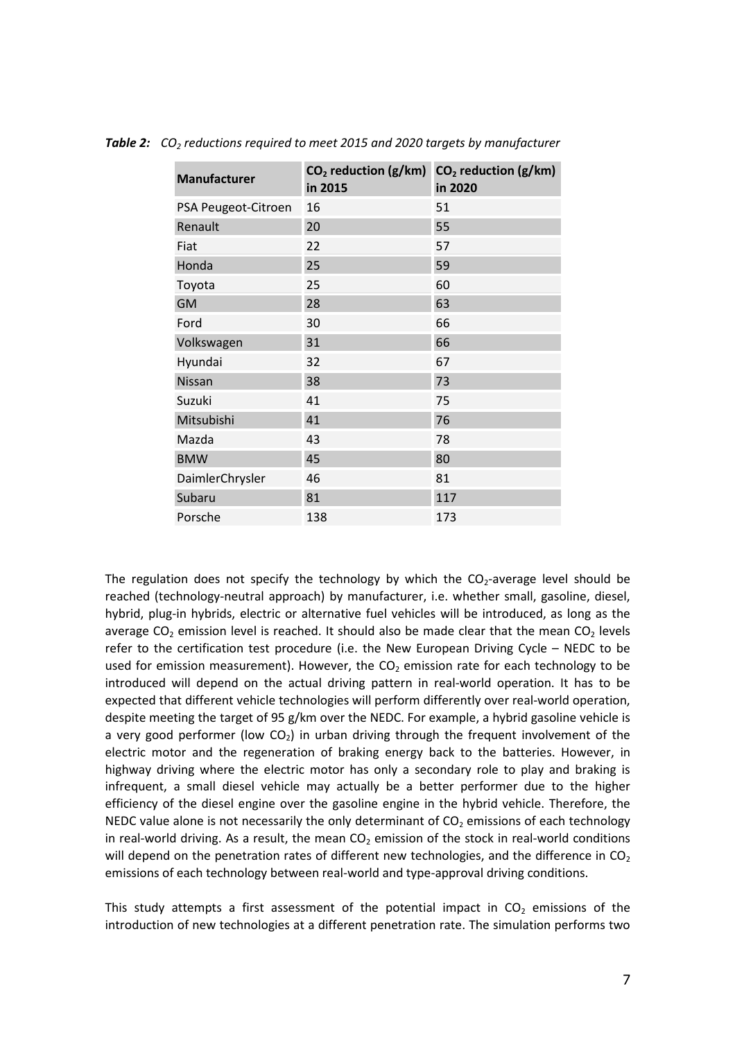***Table 2:*** *$CO_2$ reductions required to meet 2015 and 2020 targets by manufacturer*

| Manufacturer | $CO_2$ reduction (g/km) in 2015 | $CO_2$ reduction (g/km) in 2020 |
|---|---|---|
| PSA Peugeot-Citroen | 16 | 51 |
| Renault | 20 | 55 |
| Fiat | 22 | 57 |
| Honda | 25 | 59 |
| Toyota | 25 | 60 |
| GM | 28 | 63 |
| Ford | 30 | 66 |
| Volkswagen | 31 | 66 |
| Hyundai | 32 | 67 |
| Nissan | 38 | 73 |
| Suzuki | 41 | 75 |
| Mitsubishi | 41 | 76 |
| Mazda | 43 | 78 |
| BMW | 45 | 80 |
| DaimlerChrysler | 46 | 81 |
| Subaru | 81 | 117 |
| Porsche | 138 | 173 |

The regulation does not specify the technology by which the $CO_2$-average level should be reached (technology-neutral approach) by manufacturer, i.e. whether small, gasoline, diesel, hybrid, plug-in hybrids, electric or alternative fuel vehicles will be introduced, as long as the average $CO_2$ emission level is reached. It should also be made clear that the mean $CO_2$ levels refer to the certification test procedure (i.e. the New European Driving Cycle – NEDC to be used for emission measurement). However, the $CO_2$ emission rate for each technology to be introduced will depend on the actual driving pattern in real-world operation. It has to be expected that different vehicle technologies will perform differently over real-world operation, despite meeting the target of 95 g/km over the NEDC. For example, a hybrid gasoline vehicle is a very good performer (low $CO_2$) in urban driving through the frequent involvement of the electric motor and the regeneration of braking energy back to the batteries. However, in highway driving where the electric motor has only a secondary role to play and braking is infrequent, a small diesel vehicle may actually be a better performer due to the higher efficiency of the diesel engine over the gasoline engine in the hybrid vehicle. Therefore, the NEDC value alone is not necessarily the only determinant of $CO_2$ emissions of each technology in real-world driving. As a result, the mean $CO_2$ emission of the stock in real-world conditions will depend on the penetration rates of different new technologies, and the difference in $CO_2$ emissions of each technology between real-world and type-approval driving conditions.

This study attempts a first assessment of the potential impact in $CO_2$ emissions of the introduction of new technologies at a different penetration rate. The simulation performs two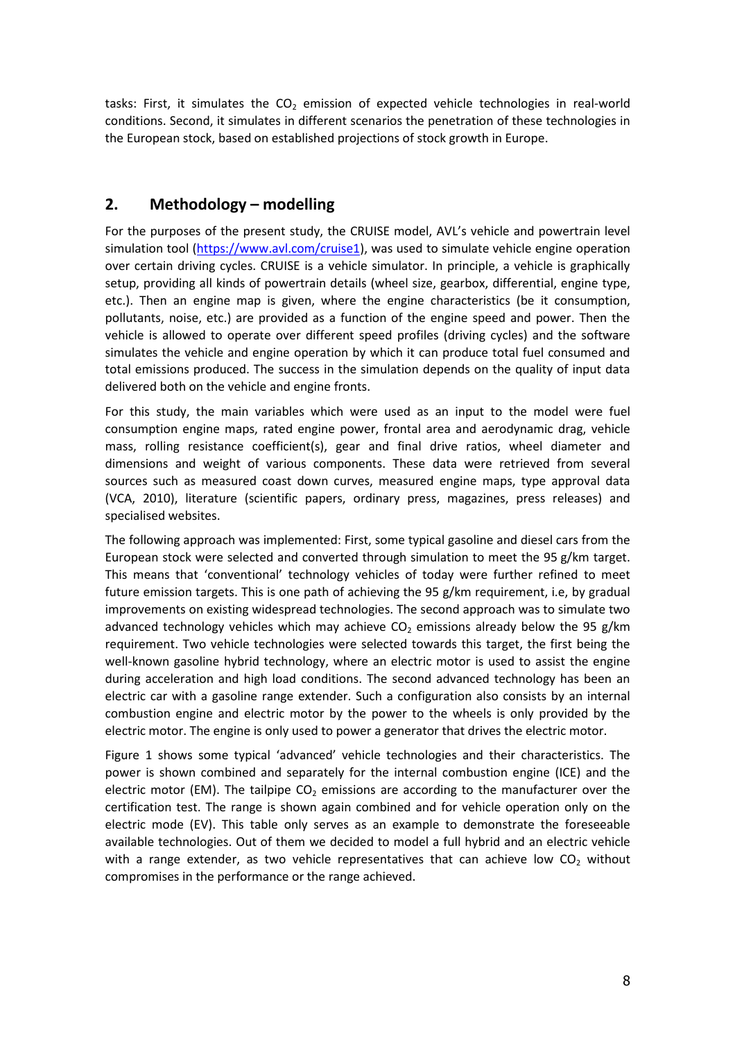tasks: First, it simulates the $CO_2$ emission of expected vehicle technologies in real-world conditions. Second, it simulates in different scenarios the penetration of these technologies in the European stock, based on established projections of stock growth in Europe.

## 2. Methodology – modelling

For the purposes of the present study, the CRUISE model, AVL's vehicle and powertrain level simulation tool (https://www.avl.com/cruise1), was used to simulate vehicle engine operation over certain driving cycles. CRUISE is a vehicle simulator. In principle, a vehicle is graphically setup, providing all kinds of powertrain details (wheel size, gearbox, differential, engine type, etc.). Then an engine map is given, where the engine characteristics (be it consumption, pollutants, noise, etc.) are provided as a function of the engine speed and power. Then the vehicle is allowed to operate over different speed profiles (driving cycles) and the software simulates the vehicle and engine operation by which it can produce total fuel consumed and total emissions produced. The success in the simulation depends on the quality of input data delivered both on the vehicle and engine fronts.

For this study, the main variables which were used as an input to the model were fuel consumption engine maps, rated engine power, frontal area and aerodynamic drag, vehicle mass, rolling resistance coefficient(s), gear and final drive ratios, wheel diameter and dimensions and weight of various components. These data were retrieved from several sources such as measured coast down curves, measured engine maps, type approval data (VCA, 2010), literature (scientific papers, ordinary press, magazines, press releases) and specialised websites.

The following approach was implemented: First, some typical gasoline and diesel cars from the European stock were selected and converted through simulation to meet the 95 g/km target. This means that 'conventional' technology vehicles of today were further refined to meet future emission targets. This is one path of achieving the 95 g/km requirement, i.e, by gradual improvements on existing widespread technologies. The second approach was to simulate two advanced technology vehicles which may achieve $CO_2$ emissions already below the 95 g/km requirement. Two vehicle technologies were selected towards this target, the first being the well-known gasoline hybrid technology, where an electric motor is used to assist the engine during acceleration and high load conditions. The second advanced technology has been an electric car with a gasoline range extender. Such a configuration also consists by an internal combustion engine and electric motor by the power to the wheels is only provided by the electric motor. The engine is only used to power a generator that drives the electric motor.

Figure 1 shows some typical 'advanced' vehicle technologies and their characteristics. The power is shown combined and separately for the internal combustion engine (ICE) and the electric motor (EM). The tailpipe $CO_2$ emissions are according to the manufacturer over the certification test. The range is shown again combined and for vehicle operation only on the electric mode (EV). This table only serves as an example to demonstrate the foreseeable available technologies. Out of them we decided to model a full hybrid and an electric vehicle with a range extender, as two vehicle representatives that can achieve low $CO_2$ without compromises in the performance or the range achieved.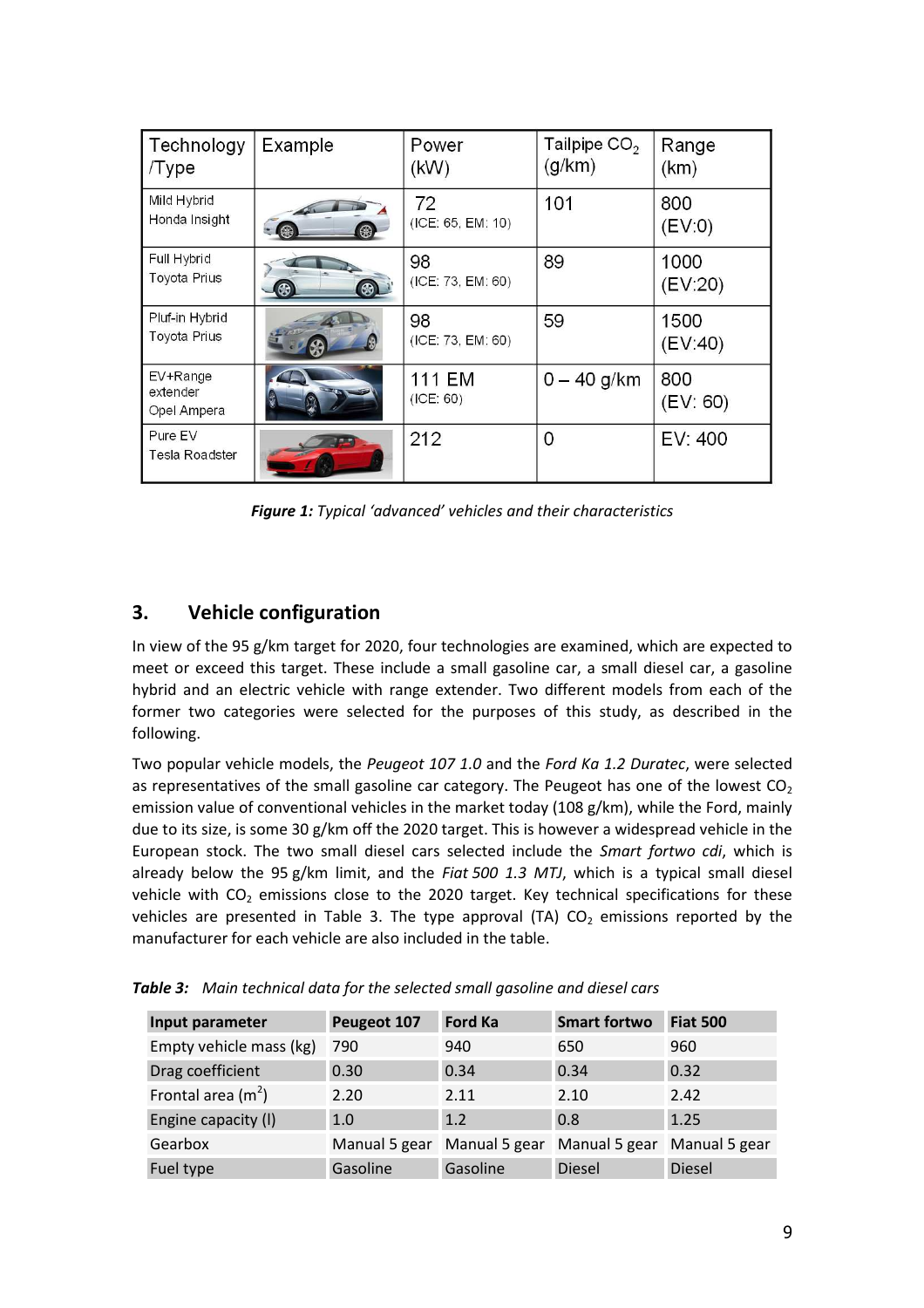| Technology /Type | Example | Power (kW) | Tailpipe $CO_2$ (g/km) | Range (km) |
|---|---|---|---|---|
| Mild Hybrid Honda Insight | | 72 (ICE: 65, EM: 10) | 101 | 800 (EV:0) |
| Full Hybrid Toyota Prius | | 98 (ICE: 73, EM: 60) | 89 | 1000 (EV:20) |
| Pluf-in Hybrid Toyota Prius | | 98 (ICE: 73, EM: 60) | 59 | 1500 (EV:40) |
| EV+Range extender Opel Ampera | | 111 EM (ICE: 60) | 0 – 40 g/km | 800 (EV: 60) |
| Pure EV Tesla Roadster | | 212 | 0 | EV: 400 |

***Figure 1:*** *Typical 'advanced' vehicles and their characteristics*

## 3. Vehicle configuration

In view of the 95 g/km target for 2020, four technologies are examined, which are expected to meet or exceed this target. These include a small gasoline car, a small diesel car, a gasoline hybrid and an electric vehicle with range extender. Two different models from each of the former two categories were selected for the purposes of this study, as described in the following.

Two popular vehicle models, the *Peugeot 107 1.0* and the *Ford Ka 1.2 Duratec*, were selected as representatives of the small gasoline car category. The Peugeot has one of the lowest $CO_2$ emission value of conventional vehicles in the market today (108 g/km), while the Ford, mainly due to its size, is some 30 g/km off the 2020 target. This is however a widespread vehicle in the European stock. The two small diesel cars selected include the *Smart fortwo cdi*, which is already below the 95 g/km limit, and the *Fiat 500 1.3 MTJ*, which is a typical small diesel vehicle with $CO_2$ emissions close to the 2020 target. Key technical specifications for these vehicles are presented in Table 3. The type approval (TA) $CO_2$ emissions reported by the manufacturer for each vehicle are also included in the table.

***Table 3:*** *Main technical data for the selected small gasoline and diesel cars*

| Input parameter | Peugeot 107 | Ford Ka | Smart fortwo | Fiat 500 |
|---|---|---|---|---|
| Empty vehicle mass (kg) | 790 | 940 | 650 | 960 |
| Drag coefficient | 0.30 | 0.34 | 0.34 | 0.32 |
| Frontal area ($m^2$) | 2.20 | 2.11 | 2.10 | 2.42 |
| Engine capacity (l) | 1.0 | 1.2 | 0.8 | 1.25 |
| Gearbox | Manual 5 gear | Manual 5 gear | Manual 5 gear | Manual 5 gear |
| Fuel type | Gasoline | Gasoline | Diesel | Diesel |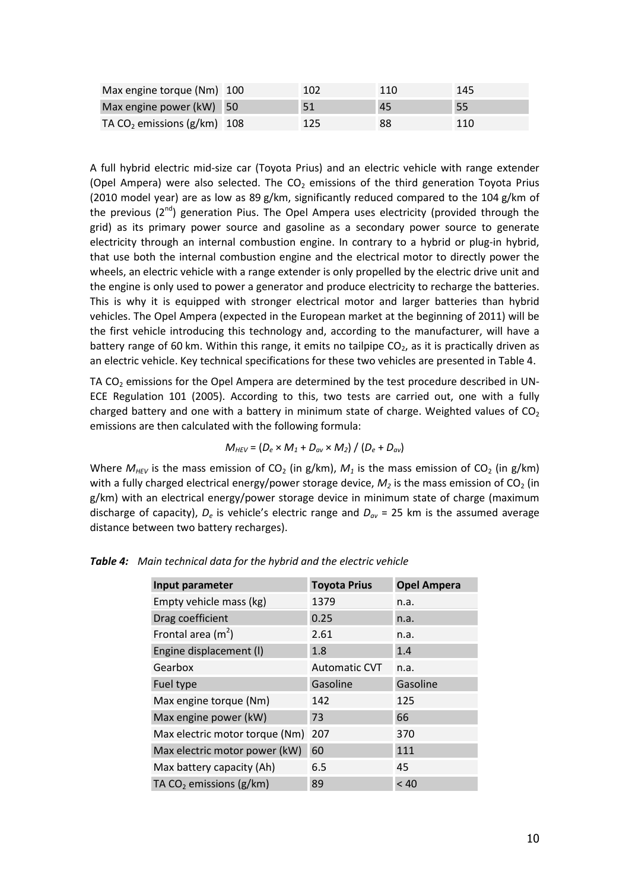| Max engine torque (Nm) | 100 | 102 | 110 | 145 |
|---|---|---|---|---|
| Max engine power (kW) | 50 | 51 | 45 | 55 |
| TA $CO_2$ emissions (g/km) | 108 | 125 | 88 | 110 |

A full hybrid electric mid-size car (Toyota Prius) and an electric vehicle with range extender (Opel Ampera) were also selected. The $CO_2$ emissions of the third generation Toyota Prius (2010 model year) are as low as 89 g/km, significantly reduced compared to the 104 g/km of the previous (2[nd]) generation Pius. The Opel Ampera uses electricity (provided through the grid) as its primary power source and gasoline as a secondary power source to generate electricity through an internal combustion engine. In contrary to a hybrid or plug-in hybrid, that use both the internal combustion engine and the electrical motor to directly power the wheels, an electric vehicle with a range extender is only propelled by the electric drive unit and the engine is only used to power a generator and produce electricity to recharge the batteries. This is why it is equipped with stronger electrical motor and larger batteries than hybrid vehicles. The Opel Ampera (expected in the European market at the beginning of 2011) will be the first vehicle introducing this technology and, according to the manufacturer, will have a battery range of 60 km. Within this range, it emits no tailpipe $CO_2$, as it is practically driven as an electric vehicle. Key technical specifications for these two vehicles are presented in Table 4.

TA $CO_2$ emissions for the Opel Ampera are determined by the test procedure described in UN-ECE Regulation 101 (2005). According to this, two tests are carried out, one with a fully charged battery and one with a battery in minimum state of charge. Weighted values of $CO_2$ emissions are then calculated with the following formula:

$$M_{HEV} = (D_e \times M_1 + D_{av} \times M_2) / (D_e + D_{av})$$

Where $M_{HEV}$ is the mass emission of $CO_2$ (in g/km), $M_1$ is the mass emission of $CO_2$ (in g/km) with a fully charged electrical energy/power storage device, $M_2$ is the mass emission of $CO_2$ (in g/km) with an electrical energy/power storage device in minimum state of charge (maximum discharge of capacity), $D_e$ is vehicle's electric range and $D_{av}$ = 25 km is the assumed average distance between two battery recharges).

***Table 4:*** *Main technical data for the hybrid and the electric vehicle*

| Input parameter | Toyota Prius | Opel Ampera |
|---|---|---|
| Empty vehicle mass (kg) | 1379 | n.a. |
| Drag coefficient | 0.25 | n.a. |
| Frontal area ($m^2$) | 2.61 | n.a. |
| Engine displacement (l) | 1.8 | 1.4 |
| Gearbox | Automatic CVT | n.a. |
| Fuel type | Gasoline | Gasoline |
| Max engine torque (Nm) | 142 | 125 |
| Max engine power (kW) | 73 | 66 |
| Max electric motor torque (Nm) | 207 | 370 |
| Max electric motor power (kW) | 60 | 111 |
| Max battery capacity (Ah) | 6.5 | 45 |
| TA $CO_2$ emissions (g/km) | 89 | < 40 |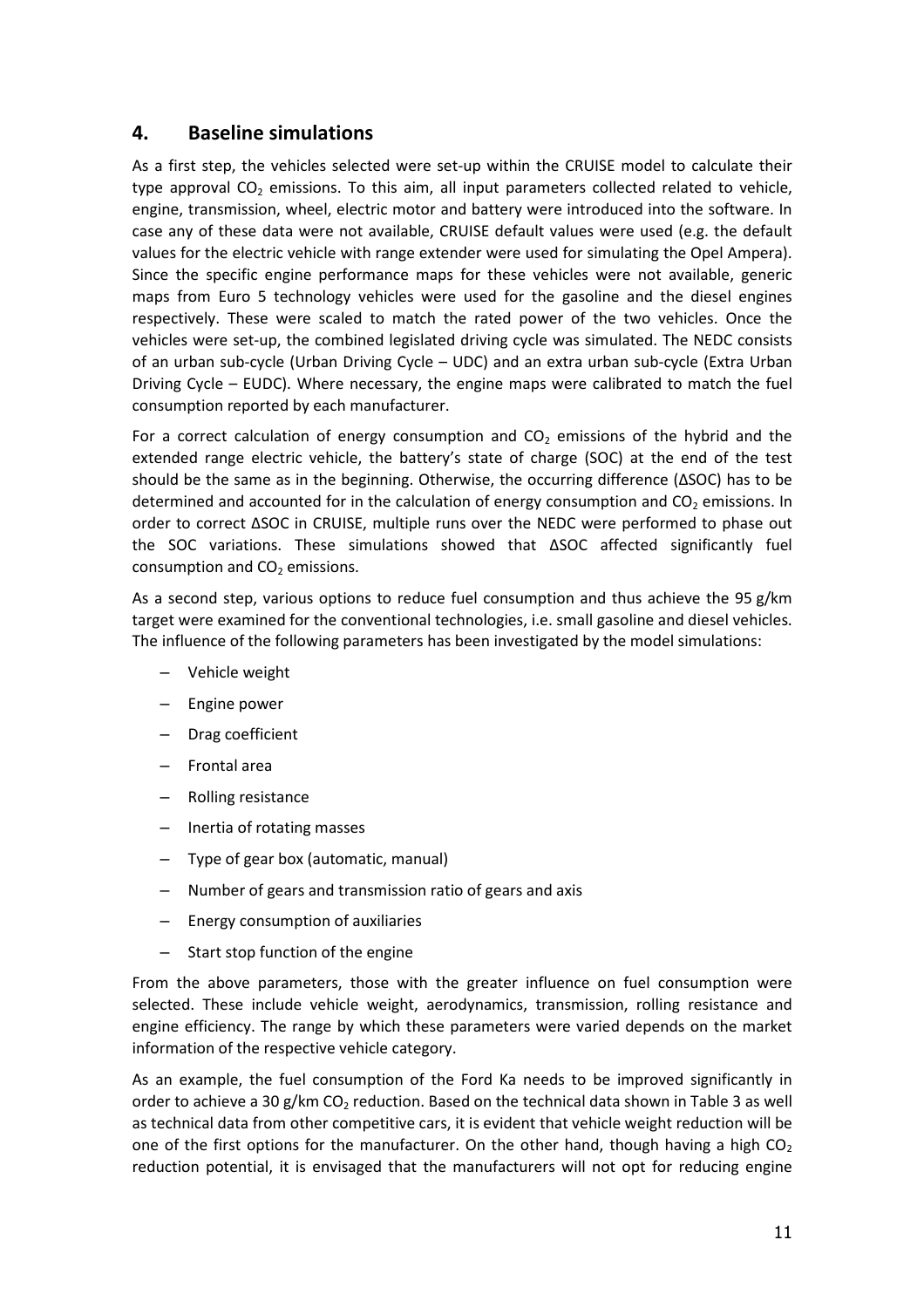## 4. Baseline simulations

As a first step, the vehicles selected were set-up within the CRUISE model to calculate their type approval $CO_2$ emissions. To this aim, all input parameters collected related to vehicle, engine, transmission, wheel, electric motor and battery were introduced into the software. In case any of these data were not available, CRUISE default values were used (e.g. the default values for the electric vehicle with range extender were used for simulating the Opel Ampera). Since the specific engine performance maps for these vehicles were not available, generic maps from Euro 5 technology vehicles were used for the gasoline and the diesel engines respectively. These were scaled to match the rated power of the two vehicles. Once the vehicles were set-up, the combined legislated driving cycle was simulated. The NEDC consists of an urban sub-cycle (Urban Driving Cycle – UDC) and an extra urban sub-cycle (Extra Urban Driving Cycle – EUDC). Where necessary, the engine maps were calibrated to match the fuel consumption reported by each manufacturer.

For a correct calculation of energy consumption and $CO_2$ emissions of the hybrid and the extended range electric vehicle, the battery's state of charge (SOC) at the end of the test should be the same as in the beginning. Otherwise, the occurring difference ($\Delta$SOC) has to be determined and accounted for in the calculation of energy consumption and $CO_2$ emissions. In order to correct $\Delta$SOC in CRUISE, multiple runs over the NEDC were performed to phase out the SOC variations. These simulations showed that $\Delta$SOC affected significantly fuel consumption and $CO_2$ emissions.

As a second step, various options to reduce fuel consumption and thus achieve the 95 g/km target were examined for the conventional technologies, i.e. small gasoline and diesel vehicles. The influence of the following parameters has been investigated by the model simulations:

- Vehicle weight
- Engine power
- Drag coefficient
- Frontal area
- Rolling resistance
- Inertia of rotating masses
- Type of gear box (automatic, manual)
- Number of gears and transmission ratio of gears and axis
- Energy consumption of auxiliaries
- Start stop function of the engine

From the above parameters, those with the greater influence on fuel consumption were selected. These include vehicle weight, aerodynamics, transmission, rolling resistance and engine efficiency. The range by which these parameters were varied depends on the market information of the respective vehicle category.

As an example, the fuel consumption of the Ford Ka needs to be improved significantly in order to achieve a 30 g/km $CO_2$ reduction. Based on the technical data shown in Table 3 as well as technical data from other competitive cars, it is evident that vehicle weight reduction will be one of the first options for the manufacturer. On the other hand, though having a high $CO_2$ reduction potential, it is envisaged that the manufacturers will not opt for reducing engine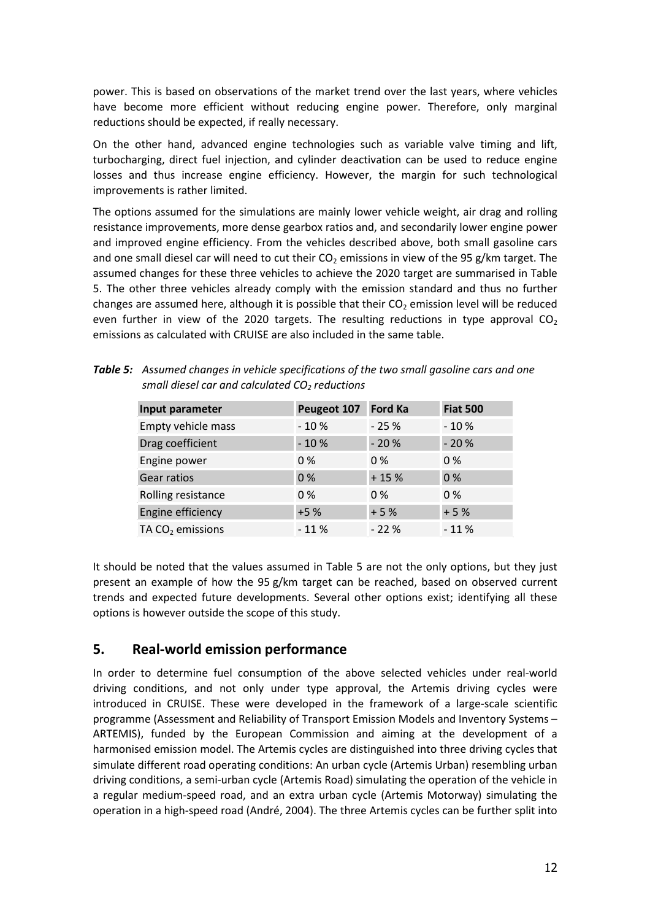power. This is based on observations of the market trend over the last years, where vehicles have become more efficient without reducing engine power. Therefore, only marginal reductions should be expected, if really necessary.

On the other hand, advanced engine technologies such as variable valve timing and lift, turbocharging, direct fuel injection, and cylinder deactivation can be used to reduce engine losses and thus increase engine efficiency. However, the margin for such technological improvements is rather limited.

The options assumed for the simulations are mainly lower vehicle weight, air drag and rolling resistance improvements, more dense gearbox ratios and, and secondarily lower engine power and improved engine efficiency. From the vehicles described above, both small gasoline cars and one small diesel car will need to cut their $CO_2$ emissions in view of the 95 g/km target. The assumed changes for these three vehicles to achieve the 2020 target are summarised in Table 5. The other three vehicles already comply with the emission standard and thus no further changes are assumed here, although it is possible that their $CO_2$ emission level will be reduced even further in view of the 2020 targets. The resulting reductions in type approval $CO_2$ emissions as calculated with CRUISE are also included in the same table.

***Table 5:*** *Assumed changes in vehicle specifications of the two small gasoline cars and one small diesel car and calculated $CO_2$ reductions*

| Input parameter | Peugeot 107 | Ford Ka | Fiat 500 |
|---|---|---|---|
| Empty vehicle mass | - 10 % | - 25 % | - 10 % |
| Drag coefficient | - 10 % | - 20 % | - 20 % |
| Engine power | 0 % | 0 % | 0 % |
| Gear ratios | 0 % | + 15 % | 0 % |
| Rolling resistance | 0 % | 0 % | 0 % |
| Engine efficiency | +5 % | + 5 % | + 5 % |
| TA $CO_2$ emissions | - 11 % | - 22 % | - 11 % |

It should be noted that the values assumed in Table 5 are not the only options, but they just present an example of how the 95 g/km target can be reached, based on observed current trends and expected future developments. Several other options exist; identifying all these options is however outside the scope of this study.

## 5. Real-world emission performance

In order to determine fuel consumption of the above selected vehicles under real-world driving conditions, and not only under type approval, the Artemis driving cycles were introduced in CRUISE. These were developed in the framework of a large-scale scientific programme (Assessment and Reliability of Transport Emission Models and Inventory Systems – ARTEMIS), funded by the European Commission and aiming at the development of a harmonised emission model. The Artemis cycles are distinguished into three driving cycles that simulate different road operating conditions: An urban cycle (Artemis Urban) resembling urban driving conditions, a semi-urban cycle (Artemis Road) simulating the operation of the vehicle in a regular medium-speed road, and an extra urban cycle (Artemis Motorway) simulating the operation in a high-speed road (André, 2004). The three Artemis cycles can be further split into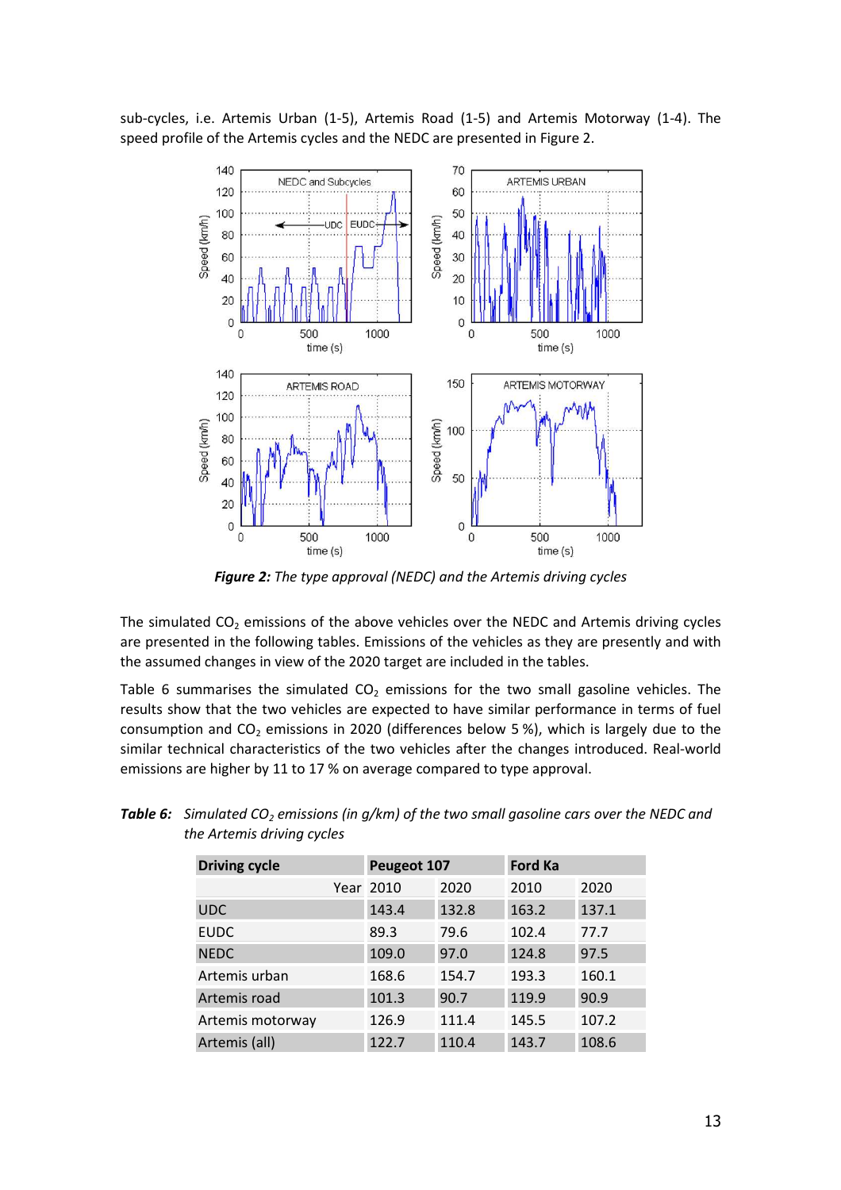sub-cycles, i.e. Artemis Urban (1-5), Artemis Road (1-5) and Artemis Motorway (1-4). The speed profile of the Artemis cycles and the NEDC are presented in Figure 2.

***Figure 2:*** *The type approval (NEDC) and the Artemis driving cycles*

The simulated $CO_2$ emissions of the above vehicles over the NEDC and Artemis driving cycles are presented in the following tables. Emissions of the vehicles as they are presently and with the assumed changes in view of the 2020 target are included in the tables.

Table 6 summarises the simulated $CO_2$ emissions for the two small gasoline vehicles. The results show that the two vehicles are expected to have similar performance in terms of fuel consumption and $CO_2$ emissions in 2020 (differences below 5 %), which is largely due to the similar technical characteristics of the two vehicles after the changes introduced. Real-world emissions are higher by 11 to 17 % on average compared to type approval.

***Table 6:*** *Simulated $CO_2$ emissions (in g/km) of the two small gasoline cars over the NEDC and the Artemis driving cycles*

| Driving cycle | Peugeot 107 | | Ford Ka | |
|---|---|---|---|---|
| Year | 2010 | 2020 | 2010 | 2020 |
| UDC | 143.4 | 132.8 | 163.2 | 137.1 |
| EUDC | 89.3 | 79.6 | 102.4 | 77.7 |
| NEDC | 109.0 | 97.0 | 124.8 | 97.5 |
| Artemis urban | 168.6 | 154.7 | 193.3 | 160.1 |
| Artemis road | 101.3 | 90.7 | 119.9 | 90.9 |
| Artemis motorway | 126.9 | 111.4 | 145.5 | 107.2 |
| Artemis (all) | 122.7 | 110.4 | 143.7 | 108.6 |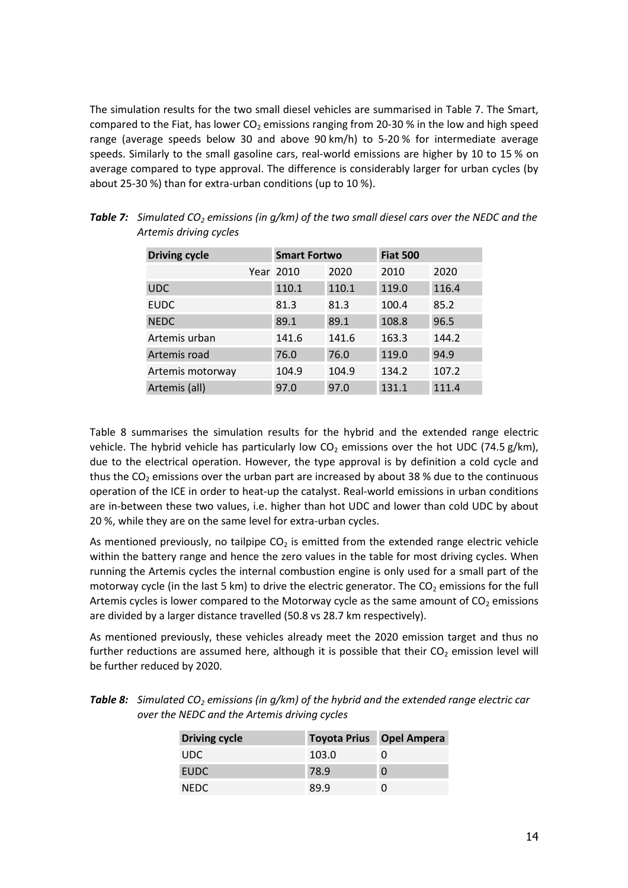The simulation results for the two small diesel vehicles are summarised in Table 7. The Smart, compared to the Fiat, has lower $CO_2$ emissions ranging from 20-30 % in the low and high speed range (average speeds below 30 and above 90 km/h) to 5-20 % for intermediate average speeds. Similarly to the small gasoline cars, real-world emissions are higher by 10 to 15 % on average compared to type approval. The difference is considerably larger for urban cycles (by about 25-30 %) than for extra-urban conditions (up to 10 %).

***Table 7:*** *Simulated $CO_2$ emissions (in g/km) of the two small diesel cars over the NEDC and the Artemis driving cycles*

| Driving cycle | Smart Fortwo | | Fiat 500 | |
|---|---|---|---|---|
| Year | 2010 | 2020 | 2010 | 2020 |
| UDC | 110.1 | 110.1 | 119.0 | 116.4 |
| EUDC | 81.3 | 81.3 | 100.4 | 85.2 |
| NEDC | 89.1 | 89.1 | 108.8 | 96.5 |
| Artemis urban | 141.6 | 141.6 | 163.3 | 144.2 |
| Artemis road | 76.0 | 76.0 | 119.0 | 94.9 |
| Artemis motorway | 104.9 | 104.9 | 134.2 | 107.2 |
| Artemis (all) | 97.0 | 97.0 | 131.1 | 111.4 |

Table 8 summarises the simulation results for the hybrid and the extended range electric vehicle. The hybrid vehicle has particularly low $CO_2$ emissions over the hot UDC (74.5 g/km), due to the electrical operation. However, the type approval is by definition a cold cycle and thus the $CO_2$ emissions over the urban part are increased by about 38 % due to the continuous operation of the ICE in order to heat-up the catalyst. Real-world emissions in urban conditions are in-between these two values, i.e. higher than hot UDC and lower than cold UDC by about 20 %, while they are on the same level for extra-urban cycles.

As mentioned previously, no tailpipe $CO_2$ is emitted from the extended range electric vehicle within the battery range and hence the zero values in the table for most driving cycles. When running the Artemis cycles the internal combustion engine is only used for a small part of the motorway cycle (in the last 5 km) to drive the electric generator. The $CO_2$ emissions for the full Artemis cycles is lower compared to the Motorway cycle as the same amount of $CO_2$ emissions are divided by a larger distance travelled (50.8 vs 28.7 km respectively).

As mentioned previously, these vehicles already meet the 2020 emission target and thus no further reductions are assumed here, although it is possible that their $CO_2$ emission level will be further reduced by 2020.

***Table 8:*** *Simulated $CO_2$ emissions (in g/km) of the hybrid and the extended range electric car over the NEDC and the Artemis driving cycles*

| Driving cycle | Toyota Prius | Opel Ampera |
|---|---|---|
| UDC | 103.0 | 0 |
| EUDC | 78.9 | 0 |
| NEDC | 89.9 | 0 |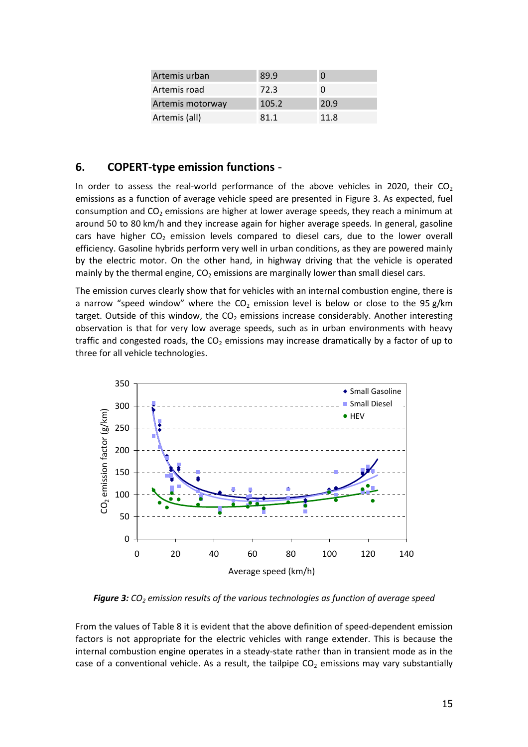| Artemis urban | 89.9 | 0 |
|---|---|---|
| Artemis road | 72.3 | 0 |
| Artemis motorway | 105.2 | 20.9 |
| Artemis (all) | 81.1 | 11.8 |

## 6. COPERT-type emission functions -

In order to assess the real-world performance of the above vehicles in 2020, their $CO_2$ emissions as a function of average vehicle speed are presented in Figure 3. As expected, fuel consumption and $CO_2$ emissions are higher at lower average speeds, they reach a minimum at around 50 to 80 km/h and they increase again for higher average speeds. In general, gasoline cars have higher $CO_2$ emission levels compared to diesel cars, due to the lower overall efficiency. Gasoline hybrids perform very well in urban conditions, as they are powered mainly by the electric motor. On the other hand, in highway driving that the vehicle is operated mainly by the thermal engine, $CO_2$ emissions are marginally lower than small diesel cars.

The emission curves clearly show that for vehicles with an internal combustion engine, there is a narrow "speed window" where the $CO_2$ emission level is below or close to the 95 g/km target. Outside of this window, the $CO_2$ emissions increase considerably. Another interesting observation is that for very low average speeds, such as in urban environments with heavy traffic and congested roads, the $CO_2$ emissions may increase dramatically by a factor of up to three for all vehicle technologies.

***Figure 3:*** *$CO_2$ emission results of the various technologies as function of average speed*

From the values of Table 8 it is evident that the above definition of speed-dependent emission factors is not appropriate for the electric vehicles with range extender. This is because the internal combustion engine operates in a steady-state rather than in transient mode as in the case of a conventional vehicle. As a result, the tailpipe $CO_2$ emissions may vary substantially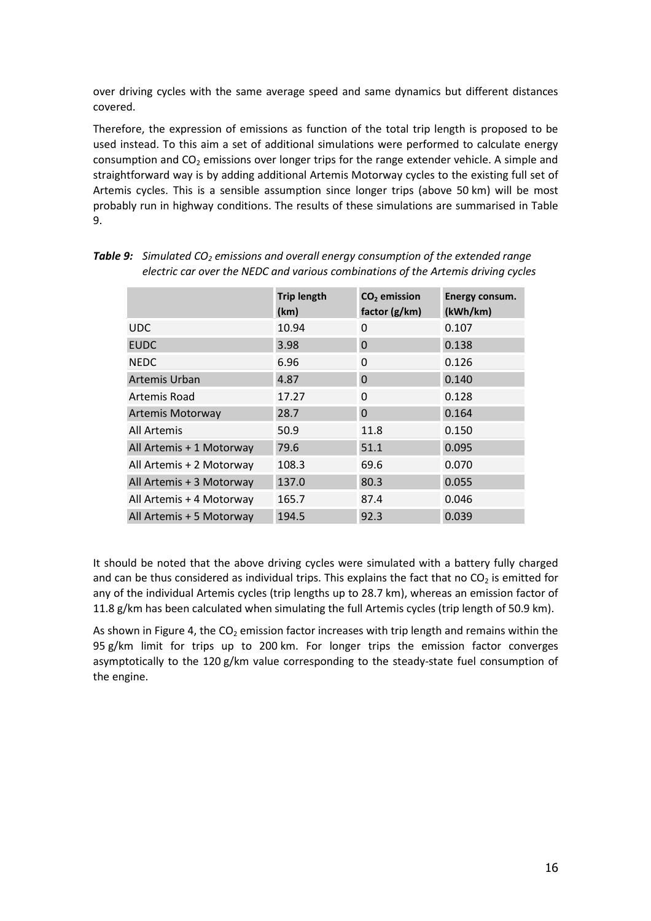over driving cycles with the same average speed and same dynamics but different distances covered.

Therefore, the expression of emissions as function of the total trip length is proposed to be used instead. To this aim a set of additional simulations were performed to calculate energy consumption and $CO_2$ emissions over longer trips for the range extender vehicle. A simple and straightforward way is by adding additional Artemis Motorway cycles to the existing full set of Artemis cycles. This is a sensible assumption since longer trips (above 50 km) will be most probably run in highway conditions. The results of these simulations are summarised in Table 9.

***Table 9:*** *Simulated $CO_2$ emissions and overall energy consumption of the extended range electric car over the NEDC and various combinations of the Artemis driving cycles*

| | Trip length (km) | $CO_2$ emission factor (g/km) | Energy consum. (kWh/km) |
|---|---|---|---|
| UDC | 10.94 | 0 | 0.107 |
| EUDC | 3.98 | 0 | 0.138 |
| NEDC | 6.96 | 0 | 0.126 |
| Artemis Urban | 4.87 | 0 | 0.140 |
| Artemis Road | 17.27 | 0 | 0.128 |
| Artemis Motorway | 28.7 | 0 | 0.164 |
| All Artemis | 50.9 | 11.8 | 0.150 |
| All Artemis + 1 Motorway | 79.6 | 51.1 | 0.095 |
| All Artemis + 2 Motorway | 108.3 | 69.6 | 0.070 |
| All Artemis + 3 Motorway | 137.0 | 80.3 | 0.055 |
| All Artemis + 4 Motorway | 165.7 | 87.4 | 0.046 |
| All Artemis + 5 Motorway | 194.5 | 92.3 | 0.039 |

It should be noted that the above driving cycles were simulated with a battery fully charged and can be thus considered as individual trips. This explains the fact that no $CO_2$ is emitted for any of the individual Artemis cycles (trip lengths up to 28.7 km), whereas an emission factor of 11.8 g/km has been calculated when simulating the full Artemis cycles (trip length of 50.9 km).

As shown in Figure 4, the $CO_2$ emission factor increases with trip length and remains within the 95 g/km limit for trips up to 200 km. For longer trips the emission factor converges asymptotically to the 120 g/km value corresponding to the steady-state fuel consumption of the engine.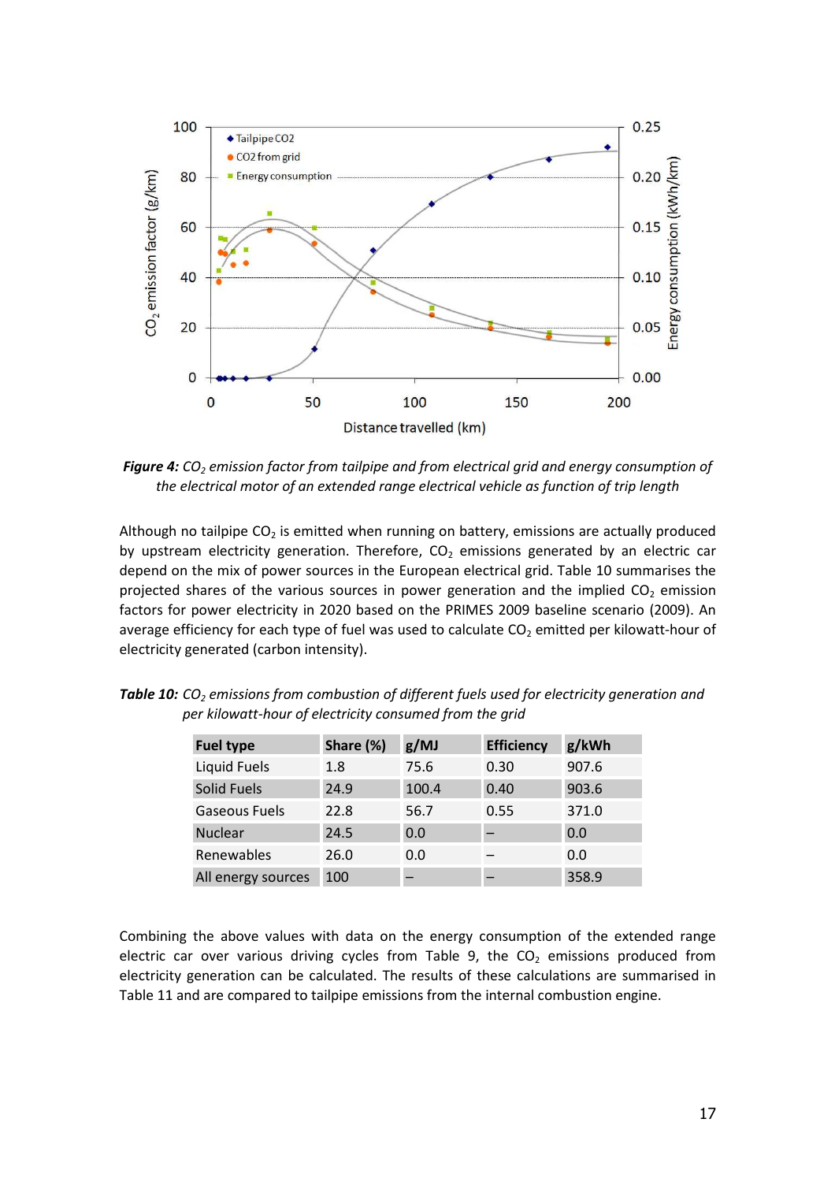***Figure 4:*** *$CO_2$ emission factor from tailpipe and from electrical grid and energy consumption of the electrical motor of an extended range electrical vehicle as function of trip length*

Although no tailpipe $CO_2$ is emitted when running on battery, emissions are actually produced by upstream electricity generation. Therefore, $CO_2$ emissions generated by an electric car depend on the mix of power sources in the European electrical grid. Table 10 summarises the projected shares of the various sources in power generation and the implied $CO_2$ emission factors for power electricity in 2020 based on the PRIMES 2009 baseline scenario (2009). An average efficiency for each type of fuel was used to calculate $CO_2$ emitted per kilowatt-hour of electricity generated (carbon intensity).

***Table 10:*** *$CO_2$ emissions from combustion of different fuels used for electricity generation and per kilowatt-hour of electricity consumed from the grid*

| Fuel type | Share (%) | g/MJ | Efficiency | g/kWh |
|---|---|---|---|---|
| Liquid Fuels | 1.8 | 75.6 | 0.30 | 907.6 |
| Solid Fuels | 24.9 | 100.4 | 0.40 | 903.6 |
| Gaseous Fuels | 22.8 | 56.7 | 0.55 | 371.0 |
| Nuclear | 24.5 | 0.0 | – | 0.0 |
| Renewables | 26.0 | 0.0 | – | 0.0 |
| All energy sources | 100 | – | – | 358.9 |

Combining the above values with data on the energy consumption of the extended range electric car over various driving cycles from Table 9, the $CO_2$ emissions produced from electricity generation can be calculated. The results of these calculations are summarised in Table 11 and are compared to tailpipe emissions from the internal combustion engine.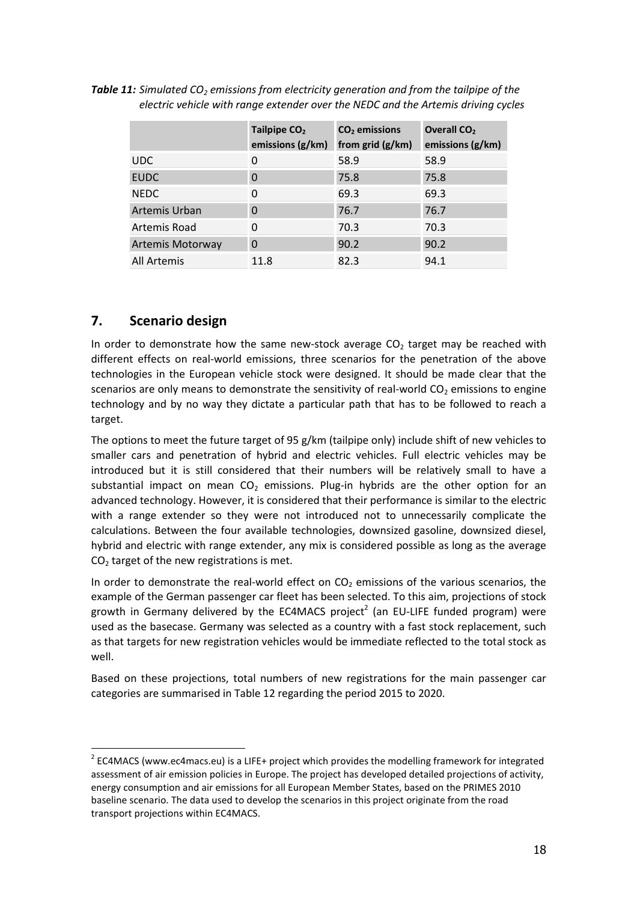***Table 11:*** *Simulated $CO_2$ emissions from electricity generation and from the tailpipe of the electric vehicle with range extender over the NEDC and the Artemis driving cycles*

| | Tailpipe $CO_2$ emissions (g/km) | $CO_2$ emissions from grid (g/km) | Overall $CO_2$ emissions (g/km) |
|---|---|---|---|
| UDC | 0 | 58.9 | 58.9 |
| EUDC | 0 | 75.8 | 75.8 |
| NEDC | 0 | 69.3 | 69.3 |
| Artemis Urban | 0 | 76.7 | 76.7 |
| Artemis Road | 0 | 70.3 | 70.3 |
| Artemis Motorway | 0 | 90.2 | 90.2 |
| All Artemis | 11.8 | 82.3 | 94.1 |

## 7. Scenario design

In order to demonstrate how the same new-stock average $CO_2$ target may be reached with different effects on real-world emissions, three scenarios for the penetration of the above technologies in the European vehicle stock were designed. It should be made clear that the scenarios are only means to demonstrate the sensitivity of real-world $CO_2$ emissions to engine technology and by no way they dictate a particular path that has to be followed to reach a target.

The options to meet the future target of 95 g/km (tailpipe only) include shift of new vehicles to smaller cars and penetration of hybrid and electric vehicles. Full electric vehicles may be introduced but it is still considered that their numbers will be relatively small to have a substantial impact on mean $CO_2$ emissions. Plug-in hybrids are the other option for an advanced technology. However, it is considered that their performance is similar to the electric with a range extender so they were not introduced not to unnecessarily complicate the calculations. Between the four available technologies, downsized gasoline, downsized diesel, hybrid and electric with range extender, any mix is considered possible as long as the average $CO_2$ target of the new registrations is met.

In order to demonstrate the real-world effect on $CO_2$ emissions of the various scenarios, the example of the German passenger car fleet has been selected. To this aim, projections of stock growth in Germany delivered by the EC4MACS project[2] (an EU-LIFE funded program) were used as the basecase. Germany was selected as a country with a fast stock replacement, such as that targets for new registration vehicles would be immediate reflected to the total stock as well.

Based on these projections, total numbers of new registrations for the main passenger car categories are summarised in Table 12 regarding the period 2015 to 2020.

[2] EC4MACS (www.ec4macs.eu) is a LIFE+ project which provides the modelling framework for integrated assessment of air emission policies in Europe. The project has developed detailed projections of activity, energy consumption and air emissions for all European Member States, based on the PRIMES 2010 baseline scenario. The data used to develop the scenarios in this project originate from the road transport projections within EC4MACS.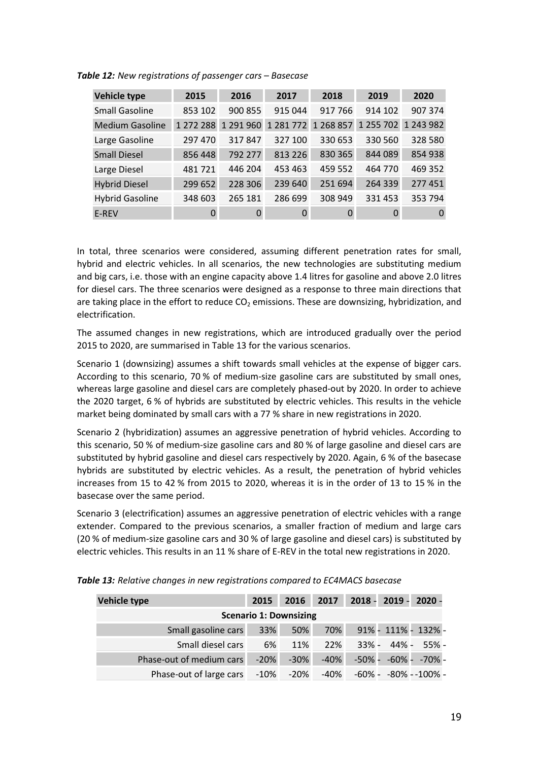*Table 12: New registrations of passenger cars – Basecase*

| Vehicle type | 2015 | 2016 | 2017 | 2018 | 2019 | 2020 |
|---|---|---|---|---|---|---|
| Small Gasoline | 853 102 | 900 855 | 915 044 | 917 766 | 914 102 | 907 374 |
| Medium Gasoline | 1 272 288 | 1 291 960 | 1 281 772 | 1 268 857 | 1 255 702 | 1 243 982 |
| Large Gasoline | 297 470 | 317 847 | 327 100 | 330 653 | 330 560 | 328 580 |
| Small Diesel | 856 448 | 792 277 | 813 226 | 830 365 | 844 089 | 854 938 |
| Large Diesel | 481 721 | 446 204 | 453 463 | 459 552 | 464 770 | 469 352 |
| Hybrid Diesel | 299 652 | 228 306 | 239 640 | 251 694 | 264 339 | 277 451 |
| Hybrid Gasoline | 348 603 | 265 181 | 286 699 | 308 949 | 331 453 | 353 794 |
| E-REV | 0 | 0 | 0 | 0 | 0 | 0 |

In total, three scenarios were considered, assuming different penetration rates for small, hybrid and electric vehicles. In all scenarios, the new technologies are substituting medium and big cars, i.e. those with an engine capacity above 1.4 litres for gasoline and above 2.0 litres for diesel cars. The three scenarios were designed as a response to three main directions that are taking place in the effort to reduce $CO_2$ emissions. These are downsizing, hybridization, and electrification.

The assumed changes in new registrations, which are introduced gradually over the period 2015 to 2020, are summarised in Table 13 for the various scenarios.

Scenario 1 (downsizing) assumes a shift towards small vehicles at the expense of bigger cars. According to this scenario, 70 % of medium-size gasoline cars are substituted by small ones, whereas large gasoline and diesel cars are completely phased-out by 2020. In order to achieve the 2020 target, 6 % of hybrids are substituted by electric vehicles. This results in the vehicle market being dominated by small cars with a 77 % share in new registrations in 2020.

Scenario 2 (hybridization) assumes an aggressive penetration of hybrid vehicles. According to this scenario, 50 % of medium-size gasoline cars and 80 % of large gasoline and diesel cars are substituted by hybrid gasoline and diesel cars respectively by 2020. Again, 6 % of the basecase hybrids are substituted by electric vehicles. As a result, the penetration of hybrid vehicles increases from 15 to 42 % from 2015 to 2020, whereas it is in the order of 13 to 15 % in the basecase over the same period.

Scenario 3 (electrification) assumes an aggressive penetration of electric vehicles with a range extender. Compared to the previous scenarios, a smaller fraction of medium and large cars (20 % of medium-size gasoline cars and 30 % of large gasoline and diesel cars) is substituted by electric vehicles. This results in an 11 % share of E-REV in the total new registrations in 2020.

*Table 13: Relative changes in new registrations compared to EC4MACS basecase*

| Vehicle type | 2015 | 2016 | 2017 | 2018 - | 2019 - | 2020 - |
|---|---|---|---|---|---|---|
| **Scenario 1: Downsizing** | | | | | | |
| Small gasoline cars | 33% | 50% | 70% | 91% - | 111% - | 132% - |
| Small diesel cars | 6% | 11% | 22% | 33% - | 44% - | 55% - |
| Phase-out of medium cars | -20% | -30% | -40% | -50% - | -60% - | -70% - |
| Phase-out of large cars | -10% | -20% | -40% | -60% - | -80% - | -100% - |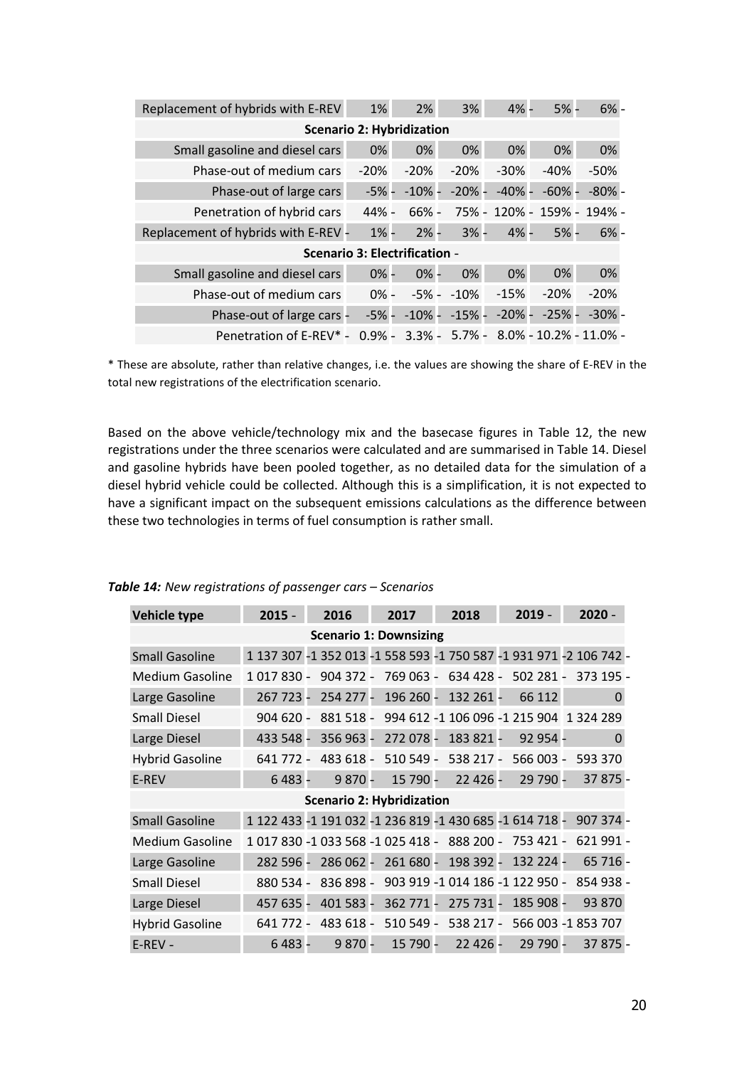| | | | | | | |
|---|---|---|---|---|---|---|
| Replacement of hybrids with E-REV | 1% | 2% | 3% | 4% - | 5% - | 6% - |
| **Scenario 2: Hybridization** | | | | | | |
| Small gasoline and diesel cars | 0% | 0% | 0% | 0% | 0% | 0% |
| Phase-out of medium cars | -20% | -20% | -20% | -30% | -40% | -50% |
| Phase-out of large cars | -5% - | -10% - | -20% - | -40% - | -60% - | -80% - |
| Penetration of hybrid cars | 44% - | 66% - | 75% - | 120% - | 159% - | 194% - |
| Replacement of hybrids with E-REV - | 1% - | 2% - | 3% - | 4% - | 5% - | 6% - |
| **Scenario 3: Electrification -** | | | | | | |
| Small gasoline and diesel cars | 0% - | 0% - | 0% | 0% | 0% | 0% |
| Phase-out of medium cars | 0% - | -5% - | -10% | -15% | -20% | -20% |
| Phase-out of large cars - | -5% - | -10% - | -15% - | -20% - | -25% - | -30% - |
| Penetration of E-REV* - | 0.9% - | 3.3% - | 5.7% - | 8.0% - | 10.2% - | 11.0% - |

* These are absolute, rather than relative changes, i.e. the values are showing the share of E-REV in the total new registrations of the electrification scenario.

Based on the above vehicle/technology mix and the basecase figures in Table 12, the new registrations under the three scenarios were calculated and are summarised in Table 14. Diesel and gasoline hybrids have been pooled together, as no detailed data for the simulation of a diesel hybrid vehicle could be collected. Although this is a simplification, it is not expected to have a significant impact on the subsequent emissions calculations as the difference between these two technologies in terms of fuel consumption is rather small.

***Table 14:*** *New registrations of passenger cars – Scenarios*

| Vehicle type | 2015 - | 2016 | 2017 | 2018 | 2019 - | 2020 - |
|---|---|---|---|---|---|---|
| **Scenario 1: Downsizing** | | | | | | |
| Small Gasoline | 1 137 307 - | 1 352 013 - | 1 558 593 - | 1 750 587 - | 1 931 971 - | 2 106 742 - |
| Medium Gasoline | 1 017 830 - | 904 372 - | 769 063 - | 634 428 - | 502 281 - | 373 195 - |
| Large Gasoline | 267 723 - | 254 277 - | 196 260 - | 132 261 - | 66 112 | 0 |
| Small Diesel | 904 620 - | 881 518 - | 994 612 - | 1 106 096 - | 1 215 904 | 1 324 289 |
| Large Diesel | 433 548 - | 356 963 - | 272 078 - | 183 821 - | 92 954 - | 0 |
| Hybrid Gasoline | 641 772 - | 483 618 - | 510 549 - | 538 217 - | 566 003 - | 593 370 |
| E-REV | 6 483 - | 9 870 - | 15 790 - | 22 426 - | 29 790 - | 37 875 - |
| **Scenario 2: Hybridization** | | | | | | |
| Small Gasoline | 1 122 433 - | 1 191 032 - | 1 236 819 - | 1 430 685 - | 1 614 718 - | 907 374 - |
| Medium Gasoline | 1 017 830 - | 1 033 568 - | 1 025 418 - | 888 200 - | 753 421 - | 621 991 - |
| Large Gasoline | 282 596 - | 286 062 - | 261 680 - | 198 392 - | 132 224 - | 65 716 - |
| Small Diesel | 880 534 - | 836 898 - | 903 919 - | 1 014 186 - | 1 122 950 - | 854 938 - |
| Large Diesel | 457 635 - | 401 583 - | 362 771 - | 275 731 - | 185 908 - | 93 870 |
| Hybrid Gasoline | 641 772 - | 483 618 - | 510 549 - | 538 217 - | 566 003 - | 1 853 707 |
| E-REV - | 6 483 - | 9 870 - | 15 790 - | 22 426 - | 29 790 - | 37 875 - |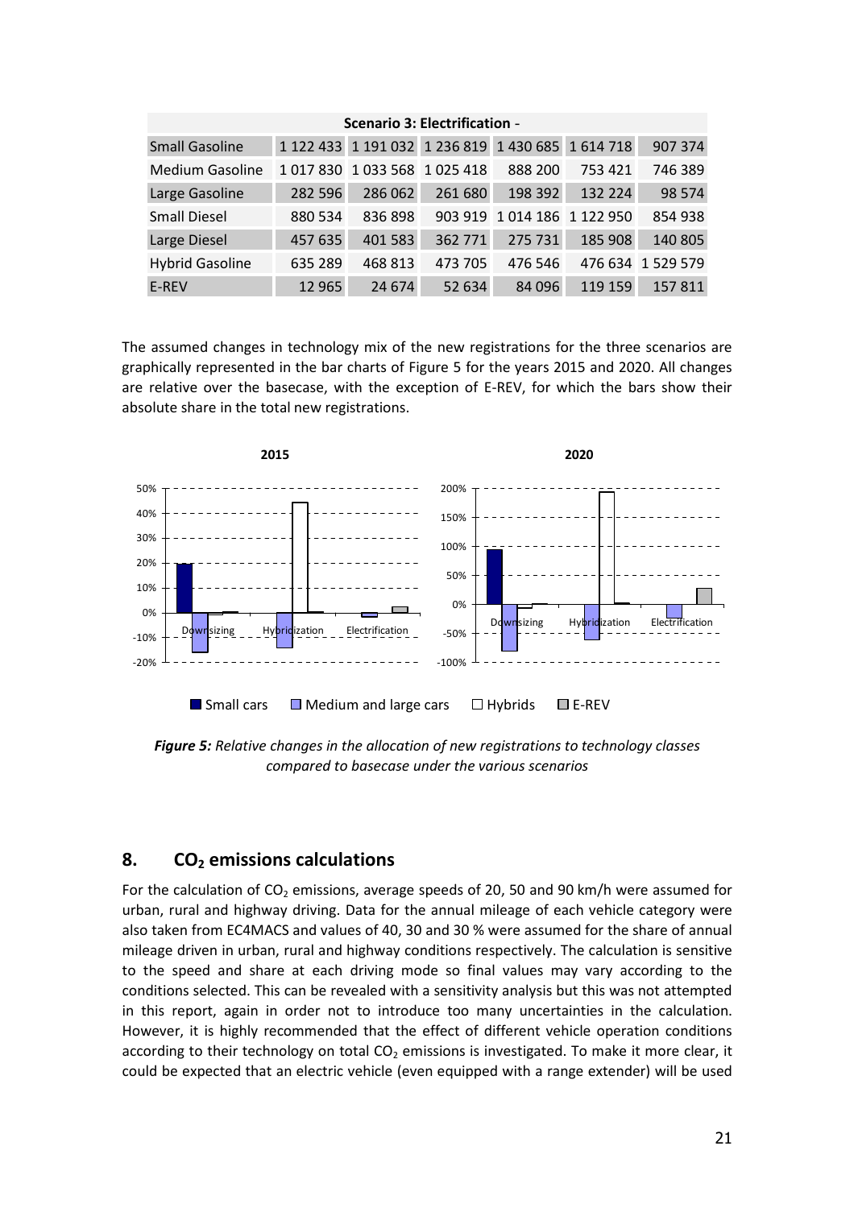| Scenario 3: Electrification - | | | | | | |
|---|---|---|---|---|---|---|
| Small Gasoline | 1 122 433 | 1 191 032 | 1 236 819 | 1 430 685 | 1 614 718 | 907 374 |
| Medium Gasoline | 1 017 830 | 1 033 568 | 1 025 418 | 888 200 | 753 421 | 746 389 |
| Large Gasoline | 282 596 | 286 062 | 261 680 | 198 392 | 132 224 | 98 574 |
| Small Diesel | 880 534 | 836 898 | 903 919 | 1 014 186 | 1 122 950 | 854 938 |
| Large Diesel | 457 635 | 401 583 | 362 771 | 275 731 | 185 908 | 140 805 |
| Hybrid Gasoline | 635 289 | 468 813 | 473 705 | 476 546 | 476 634 | 1 529 579 |
| E-REV | 12 965 | 24 674 | 52 634 | 84 096 | 119 159 | 157 811 |

The assumed changes in technology mix of the new registrations for the three scenarios are graphically represented in the bar charts of Figure 5 for the years 2015 and 2020. All changes are relative over the basecase, with the exception of E-REV, for which the bars show their absolute share in the total new registrations.

***Figure 5:*** *Relative changes in the allocation of new registrations to technology classes compared to basecase under the various scenarios*

## 8. $CO_2$ emissions calculations

For the calculation of $CO_2$ emissions, average speeds of 20, 50 and 90 km/h were assumed for urban, rural and highway driving. Data for the annual mileage of each vehicle category were also taken from EC4MACS and values of 40, 30 and 30 % were assumed for the share of annual mileage driven in urban, rural and highway conditions respectively. The calculation is sensitive to the speed and share at each driving mode so final values may vary according to the conditions selected. This can be revealed with a sensitivity analysis but this was not attempted in this report, again in order not to introduce too many uncertainties in the calculation. However, it is highly recommended that the effect of different vehicle operation conditions according to their technology on total $CO_2$ emissions is investigated. To make it more clear, it could be expected that an electric vehicle (even equipped with a range extender) will be used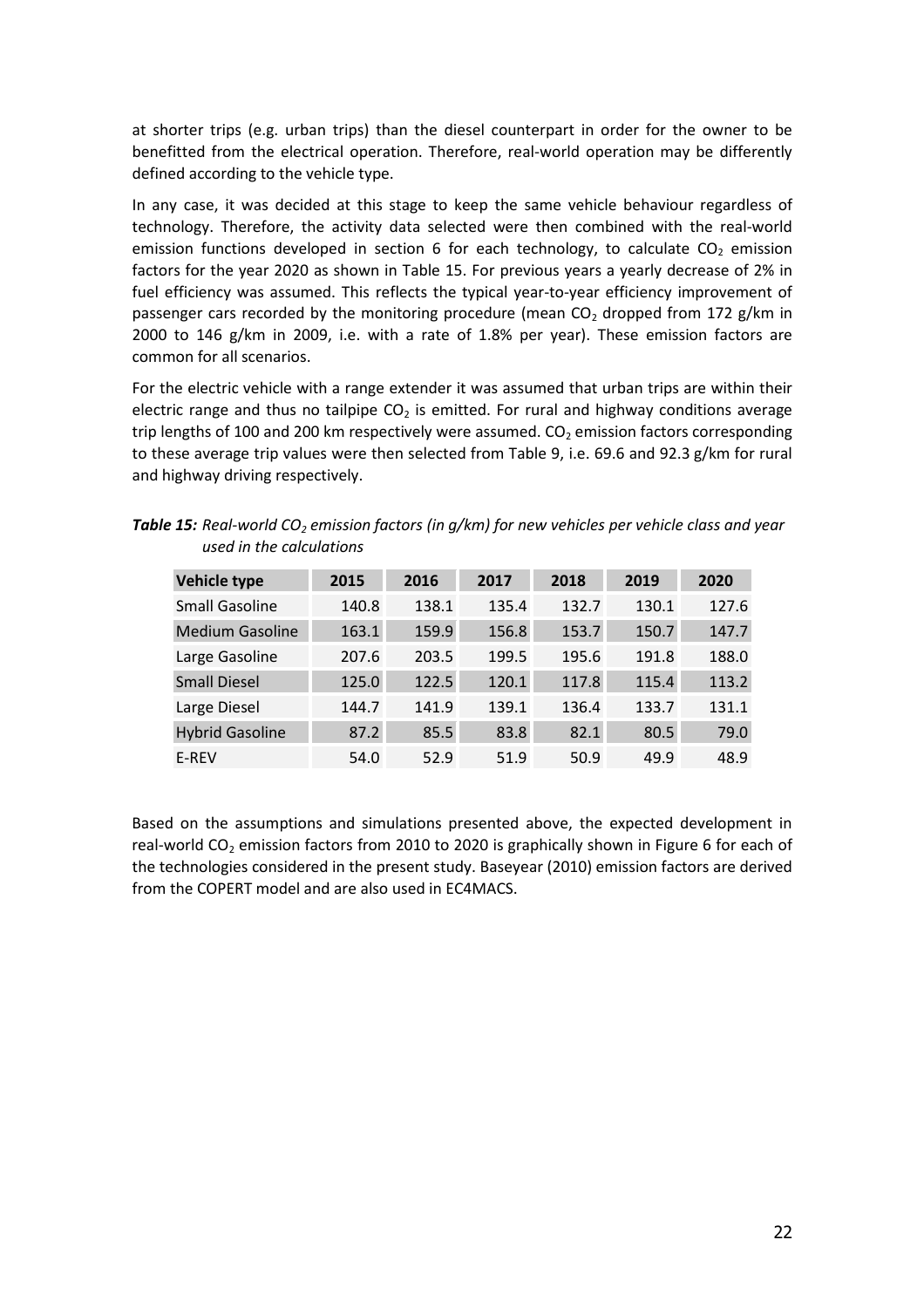at shorter trips (e.g. urban trips) than the diesel counterpart in order for the owner to be benefitted from the electrical operation. Therefore, real-world operation may be differently defined according to the vehicle type.

In any case, it was decided at this stage to keep the same vehicle behaviour regardless of technology. Therefore, the activity data selected were then combined with the real-world emission functions developed in section 6 for each technology, to calculate $CO_2$ emission factors for the year 2020 as shown in Table 15. For previous years a yearly decrease of 2% in fuel efficiency was assumed. This reflects the typical year-to-year efficiency improvement of passenger cars recorded by the monitoring procedure (mean $CO_2$ dropped from 172 g/km in 2000 to 146 g/km in 2009, i.e. with a rate of 1.8% per year). These emission factors are common for all scenarios.

For the electric vehicle with a range extender it was assumed that urban trips are within their electric range and thus no tailpipe $CO_2$ is emitted. For rural and highway conditions average trip lengths of 100 and 200 km respectively were assumed. $CO_2$ emission factors corresponding to these average trip values were then selected from Table 9, i.e. 69.6 and 92.3 g/km for rural and highway driving respectively.

***Table 15:*** *Real-world $CO_2$ emission factors (in g/km) for new vehicles per vehicle class and year used in the calculations*

| Vehicle type | 2015 | 2016 | 2017 | 2018 | 2019 | 2020 |
|---|---|---|---|---|---|---|
| Small Gasoline | 140.8 | 138.1 | 135.4 | 132.7 | 130.1 | 127.6 |
| Medium Gasoline | 163.1 | 159.9 | 156.8 | 153.7 | 150.7 | 147.7 |
| Large Gasoline | 207.6 | 203.5 | 199.5 | 195.6 | 191.8 | 188.0 |
| Small Diesel | 125.0 | 122.5 | 120.1 | 117.8 | 115.4 | 113.2 |
| Large Diesel | 144.7 | 141.9 | 139.1 | 136.4 | 133.7 | 131.1 |
| Hybrid Gasoline | 87.2 | 85.5 | 83.8 | 82.1 | 80.5 | 79.0 |
| E-REV | 54.0 | 52.9 | 51.9 | 50.9 | 49.9 | 48.9 |

Based on the assumptions and simulations presented above, the expected development in real-world $CO_2$ emission factors from 2010 to 2020 is graphically shown in Figure 6 for each of the technologies considered in the present study. Baseyear (2010) emission factors are derived from the COPERT model and are also used in EC4MACS.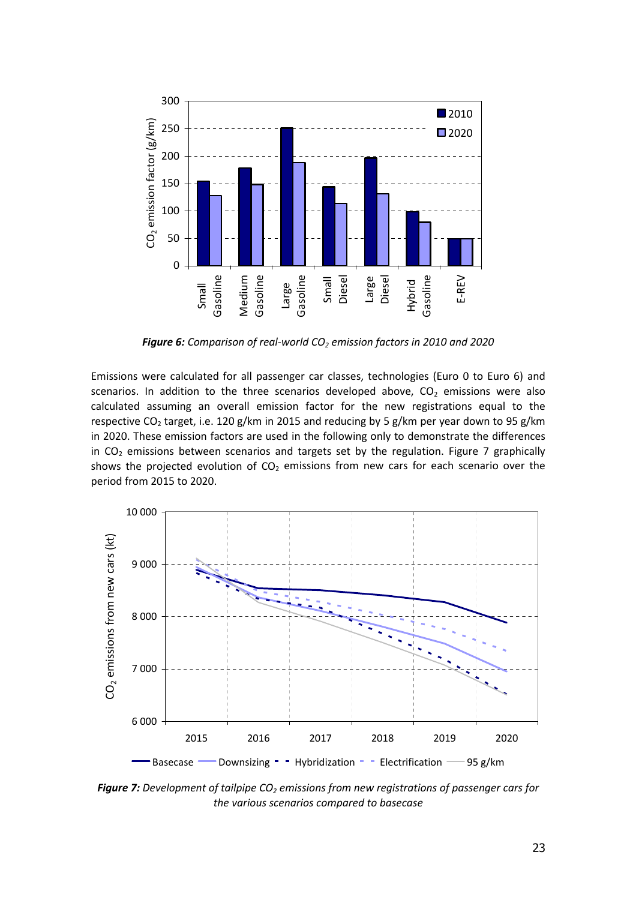*Figure 6:* *Comparison of real-world $CO_2$ emission factors in 2010 and 2020*

Emissions were calculated for all passenger car classes, technologies (Euro 0 to Euro 6) and scenarios. In addition to the three scenarios developed above, $CO_2$ emissions were also calculated assuming an overall emission factor for the new registrations equal to the respective $CO_2$ target, i.e. 120 g/km in 2015 and reducing by 5 g/km per year down to 95 g/km in 2020. These emission factors are used in the following only to demonstrate the differences in $CO_2$ emissions between scenarios and targets set by the regulation. Figure 7 graphically shows the projected evolution of $CO_2$ emissions from new cars for each scenario over the period from 2015 to 2020.

***Figure 7:*** *Development of tailpipe $CO_2$ emissions from new registrations of passenger cars for the various scenarios compared to basecase*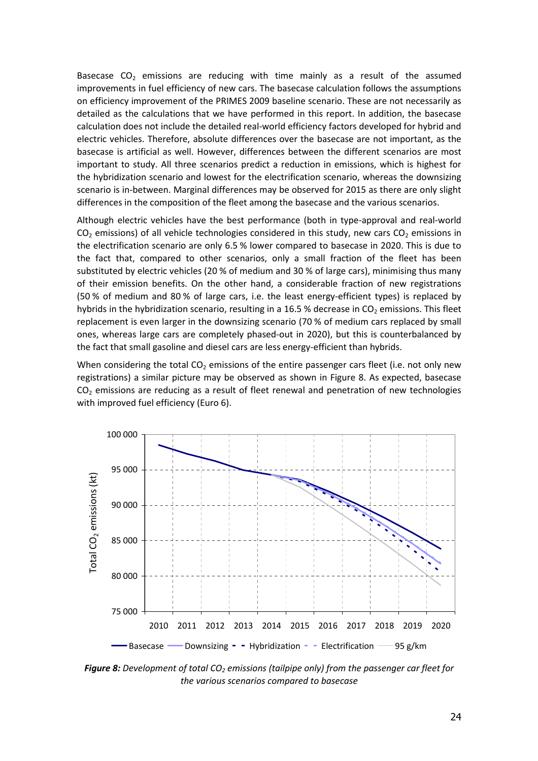Basecase $CO_2$ emissions are reducing with time mainly as a result of the assumed improvements in fuel efficiency of new cars. The basecase calculation follows the assumptions on efficiency improvement of the PRIMES 2009 baseline scenario. These are not necessarily as detailed as the calculations that we have performed in this report. In addition, the basecase calculation does not include the detailed real-world efficiency factors developed for hybrid and electric vehicles. Therefore, absolute differences over the basecase are not important, as the basecase is artificial as well. However, differences between the different scenarios are most important to study. All three scenarios predict a reduction in emissions, which is highest for the hybridization scenario and lowest for the electrification scenario, whereas the downsizing scenario is in-between. Marginal differences may be observed for 2015 as there are only slight differences in the composition of the fleet among the basecase and the various scenarios.

Although electric vehicles have the best performance (both in type-approval and real-world $CO_2$ emissions) of all vehicle technologies considered in this study, new cars $CO_2$ emissions in the electrification scenario are only 6.5 % lower compared to basecase in 2020. This is due to the fact that, compared to other scenarios, only a small fraction of the fleet has been substituted by electric vehicles (20 % of medium and 30 % of large cars), minimising thus many of their emission benefits. On the other hand, a considerable fraction of new registrations (50 % of medium and 80 % of large cars, i.e. the least energy-efficient types) is replaced by hybrids in the hybridization scenario, resulting in a 16.5 % decrease in $CO_2$ emissions. This fleet replacement is even larger in the downsizing scenario (70 % of medium cars replaced by small ones, whereas large cars are completely phased-out in 2020), but this is counterbalanced by the fact that small gasoline and diesel cars are less energy-efficient than hybrids.

When considering the total $CO_2$ emissions of the entire passenger cars fleet (i.e. not only new registrations) a similar picture may be observed as shown in Figure 8. As expected, basecase $CO_2$ emissions are reducing as a result of fleet renewal and penetration of new technologies with improved fuel efficiency (Euro 6).

***Figure 8:*** *Development of total $CO_2$ emissions (tailpipe only) from the passenger car fleet for the various scenarios compared to basecase*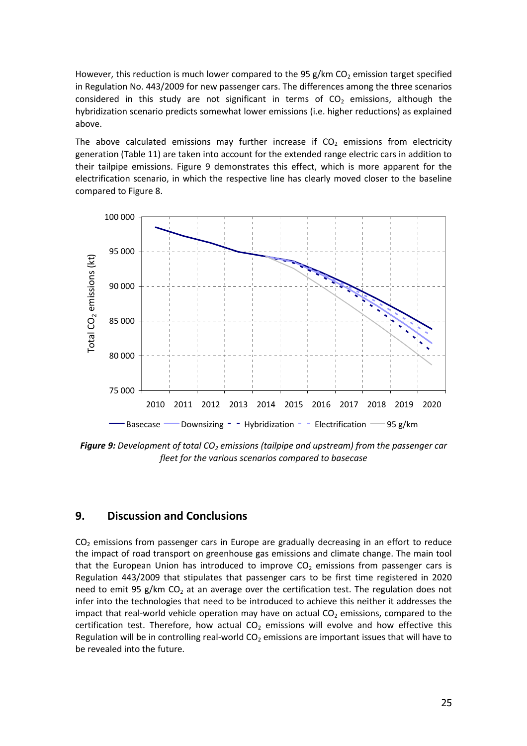However, this reduction is much lower compared to the 95 g/km $CO_2$ emission target specified in Regulation No. 443/2009 for new passenger cars. The differences among the three scenarios considered in this study are not significant in terms of $CO_2$ emissions, although the hybridization scenario predicts somewhat lower emissions (i.e. higher reductions) as explained above.

The above calculated emissions may further increase if $CO_2$ emissions from electricity generation (Table 11) are taken into account for the extended range electric cars in addition to their tailpipe emissions. Figure 9 demonstrates this effect, which is more apparent for the electrification scenario, in which the respective line has clearly moved closer to the baseline compared to Figure 8.

***Figure 9:*** *Development of total $CO_2$ emissions (tailpipe and upstream) from the passenger car fleet for the various scenarios compared to basecase*

## 9. Discussion and Conclusions

$CO_2$ emissions from passenger cars in Europe are gradually decreasing in an effort to reduce the impact of road transport on greenhouse gas emissions and climate change. The main tool that the European Union has introduced to improve $CO_2$ emissions from passenger cars is Regulation 443/2009 that stipulates that passenger cars to be first time registered in 2020 need to emit 95 g/km $CO_2$ at an average over the certification test. The regulation does not infer into the technologies that need to be introduced to achieve this neither it addresses the impact that real-world vehicle operation may have on actual $CO_2$ emissions, compared to the certification test. Therefore, how actual $CO_2$ emissions will evolve and how effective this Regulation will be in controlling real-world $CO_2$ emissions are important issues that will have to be revealed into the future.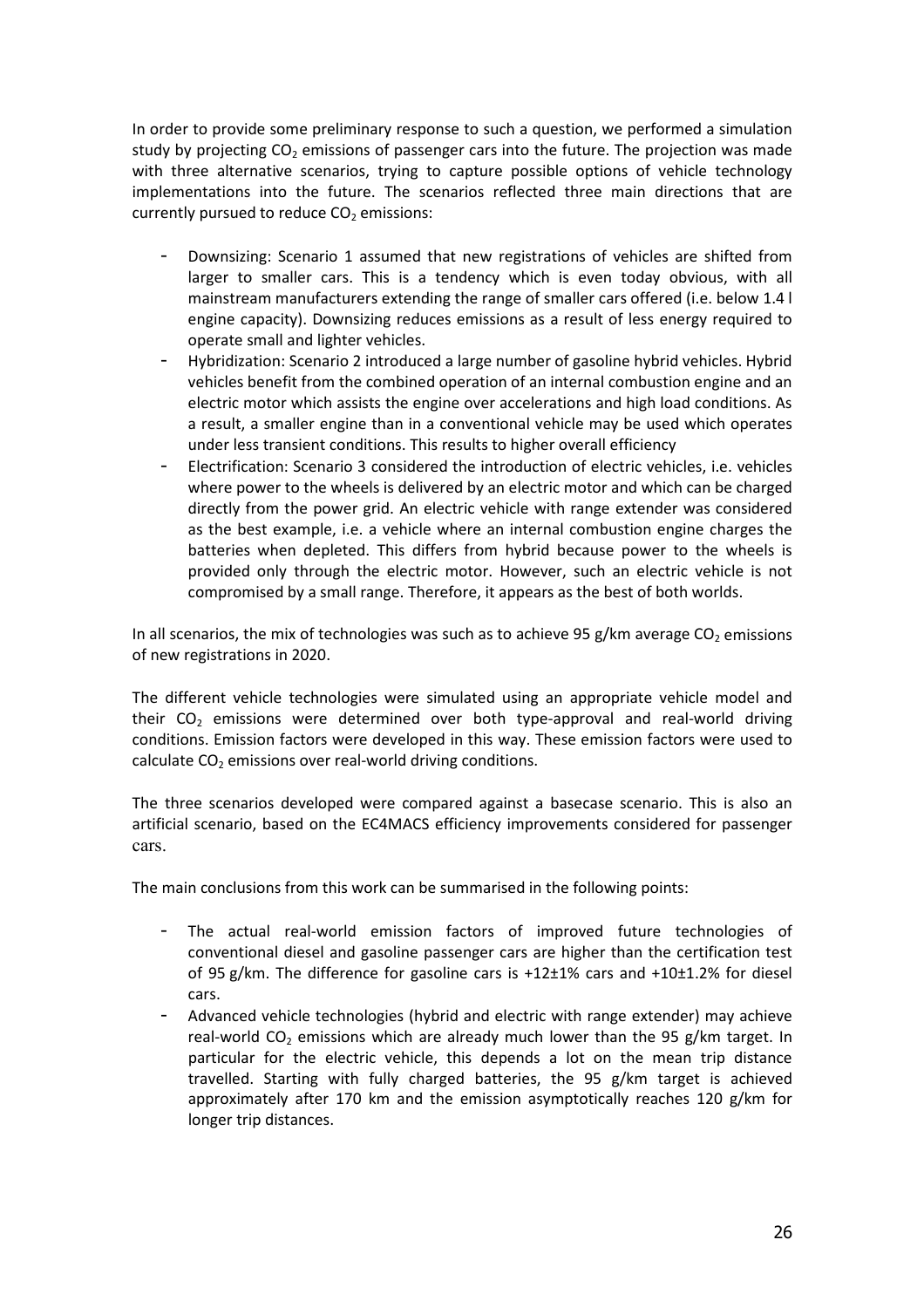In order to provide some preliminary response to such a question, we performed a simulation study by projecting $CO_2$ emissions of passenger cars into the future. The projection was made with three alternative scenarios, trying to capture possible options of vehicle technology implementations into the future. The scenarios reflected three main directions that are currently pursued to reduce $CO_2$ emissions:

- Downsizing: Scenario 1 assumed that new registrations of vehicles are shifted from larger to smaller cars. This is a tendency which is even today obvious, with all mainstream manufacturers extending the range of smaller cars offered (i.e. below 1.4 l engine capacity). Downsizing reduces emissions as a result of less energy required to operate small and lighter vehicles.
- Hybridization: Scenario 2 introduced a large number of gasoline hybrid vehicles. Hybrid vehicles benefit from the combined operation of an internal combustion engine and an electric motor which assists the engine over accelerations and high load conditions. As a result, a smaller engine than in a conventional vehicle may be used which operates under less transient conditions. This results to higher overall efficiency
- Electrification: Scenario 3 considered the introduction of electric vehicles, i.e. vehicles where power to the wheels is delivered by an electric motor and which can be charged directly from the power grid. An electric vehicle with range extender was considered as the best example, i.e. a vehicle where an internal combustion engine charges the batteries when depleted. This differs from hybrid because power to the wheels is provided only through the electric motor. However, such an electric vehicle is not compromised by a small range. Therefore, it appears as the best of both worlds.

In all scenarios, the mix of technologies was such as to achieve 95 g/km average $CO_2$ emissions of new registrations in 2020.

The different vehicle technologies were simulated using an appropriate vehicle model and their $CO_2$ emissions were determined over both type-approval and real-world driving conditions. Emission factors were developed in this way. These emission factors were used to calculate $CO_2$ emissions over real-world driving conditions.

The three scenarios developed were compared against a basecase scenario. This is also an artificial scenario, based on the EC4MACS efficiency improvements considered for passenger cars.

The main conclusions from this work can be summarised in the following points:

- The actual real-world emission factors of improved future technologies of conventional diesel and gasoline passenger cars are higher than the certification test of 95 g/km. The difference for gasoline cars is +12±1% cars and +10±1.2% for diesel cars.
- Advanced vehicle technologies (hybrid and electric with range extender) may achieve real-world $CO_2$ emissions which are already much lower than the 95 g/km target. In particular for the electric vehicle, this depends a lot on the mean trip distance travelled. Starting with fully charged batteries, the 95 g/km target is achieved approximately after 170 km and the emission asymptotically reaches 120 g/km for longer trip distances.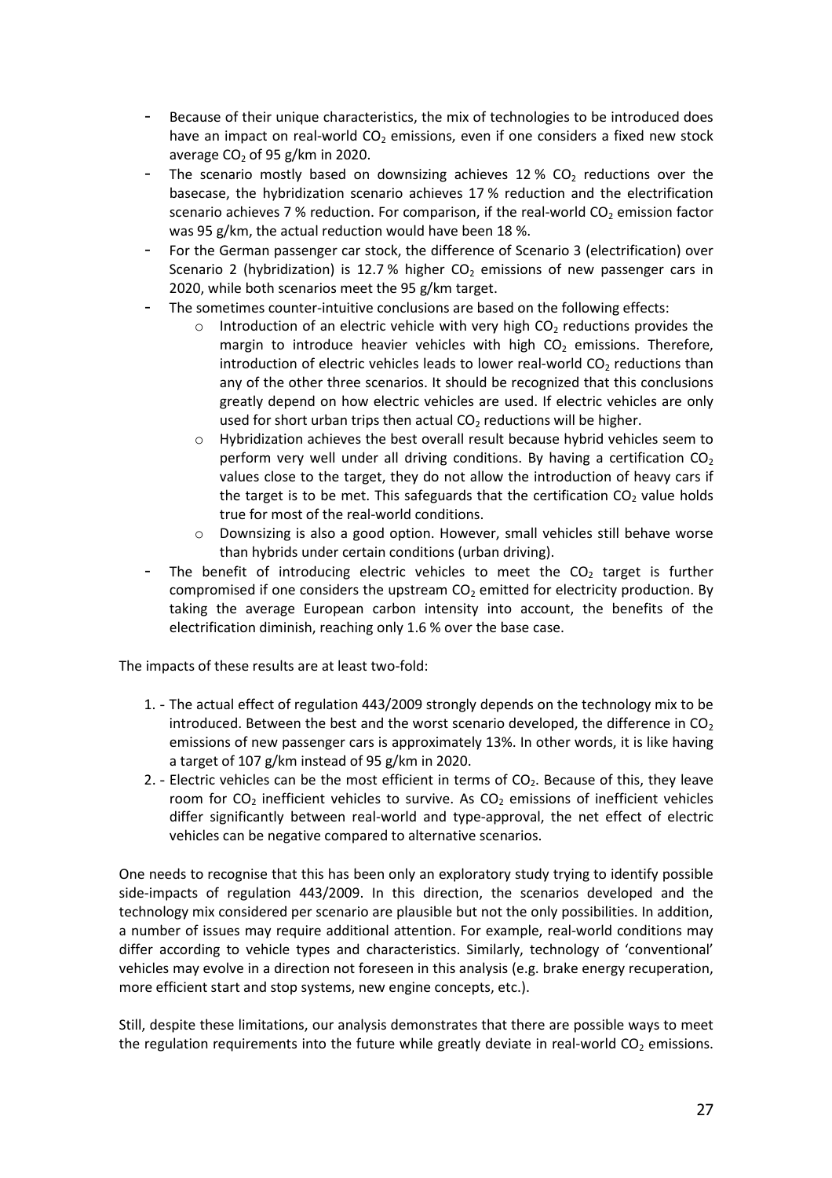- Because of their unique characteristics, the mix of technologies to be introduced does have an impact on real-world $CO_2$ emissions, even if one considers a fixed new stock average $CO_2$ of 95 g/km in 2020.
- The scenario mostly based on downsizing achieves 12 % $CO_2$ reductions over the basecase, the hybridization scenario achieves 17 % reduction and the electrification scenario achieves 7 % reduction. For comparison, if the real-world $CO_2$ emission factor was 95 g/km, the actual reduction would have been 18 %.
- For the German passenger car stock, the difference of Scenario 3 (electrification) over Scenario 2 (hybridization) is 12.7 % higher $CO_2$ emissions of new passenger cars in 2020, while both scenarios meet the 95 g/km target.
- The sometimes counter-intuitive conclusions are based on the following effects:
  - Introduction of an electric vehicle with very high $CO_2$ reductions provides the margin to introduce heavier vehicles with high $CO_2$ emissions. Therefore, introduction of electric vehicles leads to lower real-world $CO_2$ reductions than any of the other three scenarios. It should be recognized that this conclusions greatly depend on how electric vehicles are used. If electric vehicles are only used for short urban trips then actual $CO_2$ reductions will be higher.
  - Hybridization achieves the best overall result because hybrid vehicles seem to perform very well under all driving conditions. By having a certification $CO_2$ values close to the target, they do not allow the introduction of heavy cars if the target is to be met. This safeguards that the certification $CO_2$ value holds true for most of the real-world conditions.
  - Downsizing is also a good option. However, small vehicles still behave worse than hybrids under certain conditions (urban driving).
- The benefit of introducing electric vehicles to meet the $CO_2$ target is further compromised if one considers the upstream $CO_2$ emitted for electricity production. By taking the average European carbon intensity into account, the benefits of the electrification diminish, reaching only 1.6 % over the base case.

The impacts of these results are at least two-fold:

1. - The actual effect of regulation 443/2009 strongly depends on the technology mix to be introduced. Between the best and the worst scenario developed, the difference in $CO_2$ emissions of new passenger cars is approximately 13%. In other words, it is like having a target of 107 g/km instead of 95 g/km in 2020.
2. - Electric vehicles can be the most efficient in terms of $CO_2$. Because of this, they leave room for $CO_2$ inefficient vehicles to survive. As $CO_2$ emissions of inefficient vehicles differ significantly between real-world and type-approval, the net effect of electric vehicles can be negative compared to alternative scenarios.

One needs to recognise that this has been only an exploratory study trying to identify possible side-impacts of regulation 443/2009. In this direction, the scenarios developed and the technology mix considered per scenario are plausible but not the only possibilities. In addition, a number of issues may require additional attention. For example, real-world conditions may differ according to vehicle types and characteristics. Similarly, technology of 'conventional' vehicles may evolve in a direction not foreseen in this analysis (e.g. brake energy recuperation, more efficient start and stop systems, new engine concepts, etc.).

Still, despite these limitations, our analysis demonstrates that there are possible ways to meet the regulation requirements into the future while greatly deviate in real-world $CO_2$ emissions.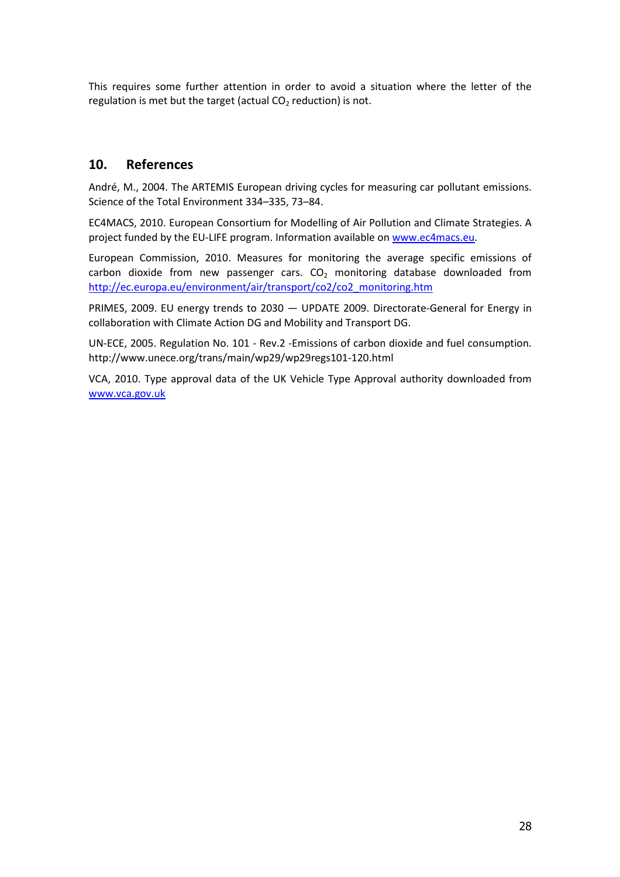This requires some further attention in order to avoid a situation where the letter of the regulation is met but the target (actual $CO_2$ reduction) is not.

## 10. References

André, M., 2004. The ARTEMIS European driving cycles for measuring car pollutant emissions. Science of the Total Environment 334–335, 73–84.

EC4MACS, 2010. European Consortium for Modelling of Air Pollution and Climate Strategies. A project funded by the EU-LIFE program. Information available on www.ec4macs.eu.

European Commission, 2010. Measures for monitoring the average specific emissions of carbon dioxide from new passenger cars. $CO_2$ monitoring database downloaded from http://ec.europa.eu/environment/air/transport/co2/co2_monitoring.htm

PRIMES, 2009. EU energy trends to 2030 — UPDATE 2009. Directorate-General for Energy in collaboration with Climate Action DG and Mobility and Transport DG.

UN-ECE, 2005. Regulation No. 101 - Rev.2 -Emissions of carbon dioxide and fuel consumption. http://www.unece.org/trans/main/wp29/wp29regs101-120.html

VCA, 2010. Type approval data of the UK Vehicle Type Approval authority downloaded from www.vca.gov.uk